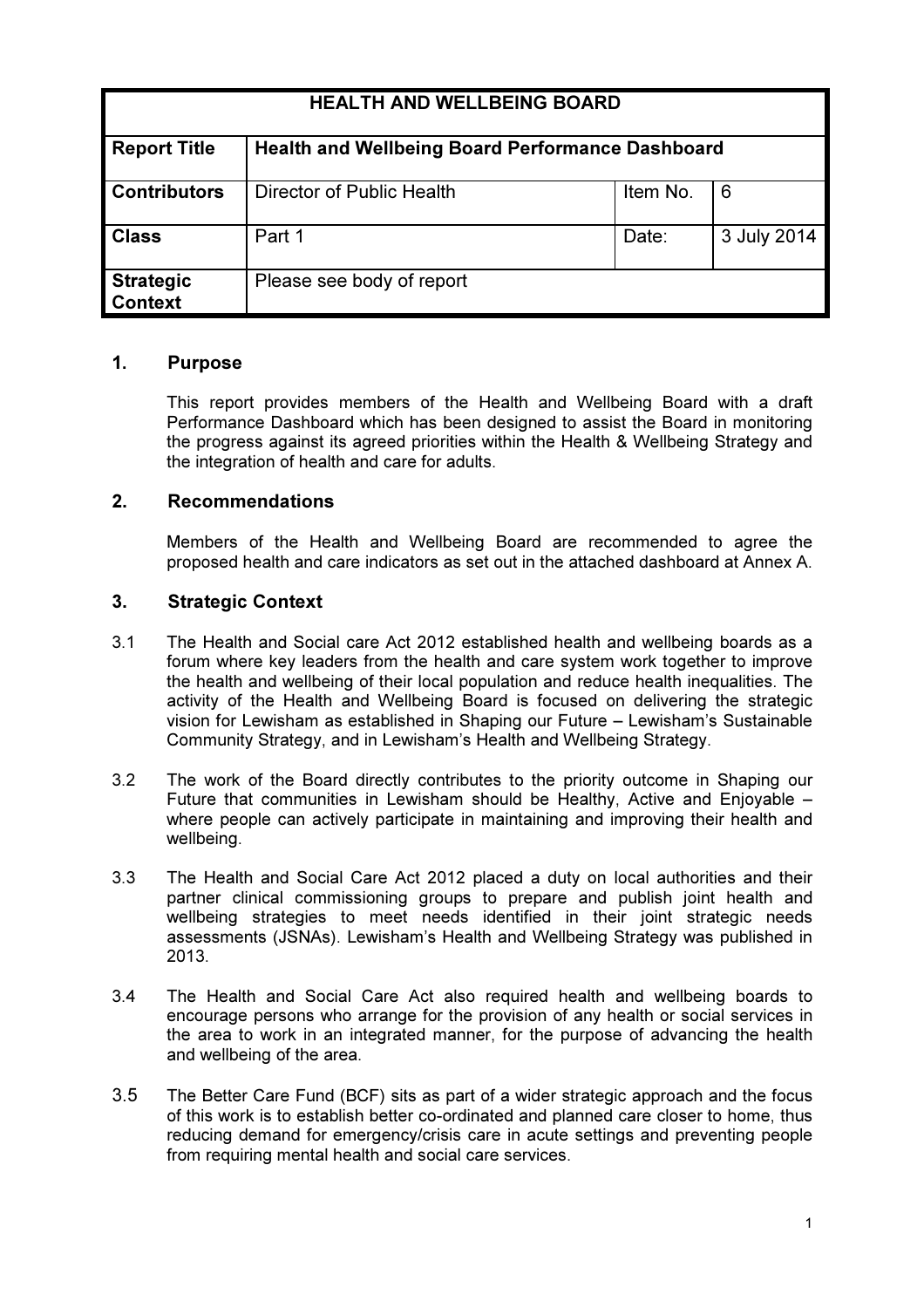| HEALTH AND WELLBEING BOARD | | | |
|---|---|---|---|
| **Report Title** | **Health and Wellbeing Board Performance Dashboard** | | |
| **Contributors** | Director of Public Health | Item No. | 6 |
| **Class** | Part 1 | Date: | 3 July 2014 |
| **Strategic Context** | Please see body of report | | |

## 1. Purpose

This report provides members of the Health and Wellbeing Board with a draft Performance Dashboard which has been designed to assist the Board in monitoring the progress against its agreed priorities within the Health & Wellbeing Strategy and the integration of health and care for adults.

## 2. Recommendations

Members of the Health and Wellbeing Board are recommended to agree the proposed health and care indicators as set out in the attached dashboard at Annex A.

## 3. Strategic Context

3.1 The Health and Social care Act 2012 established health and wellbeing boards as a forum where key leaders from the health and care system work together to improve the health and wellbeing of their local population and reduce health inequalities. The activity of the Health and Wellbeing Board is focused on delivering the strategic vision for Lewisham as established in Shaping our Future – Lewisham's Sustainable Community Strategy, and in Lewisham's Health and Wellbeing Strategy.

3.2 The work of the Board directly contributes to the priority outcome in Shaping our Future that communities in Lewisham should be Healthy, Active and Enjoyable – where people can actively participate in maintaining and improving their health and wellbeing.

3.3 The Health and Social Care Act 2012 placed a duty on local authorities and their partner clinical commissioning groups to prepare and publish joint health and wellbeing strategies to meet needs identified in their joint strategic needs assessments (JSNAs). Lewisham's Health and Wellbeing Strategy was published in 2013.

3.4 The Health and Social Care Act also required health and wellbeing boards to encourage persons who arrange for the provision of any health or social services in the area to work in an integrated manner, for the purpose of advancing the health and wellbeing of the area.

3.5 The Better Care Fund (BCF) sits as part of a wider strategic approach and the focus of this work is to establish better co-ordinated and planned care closer to home, thus reducing demand for emergency/crisis care in acute settings and preventing people from requiring mental health and social care services.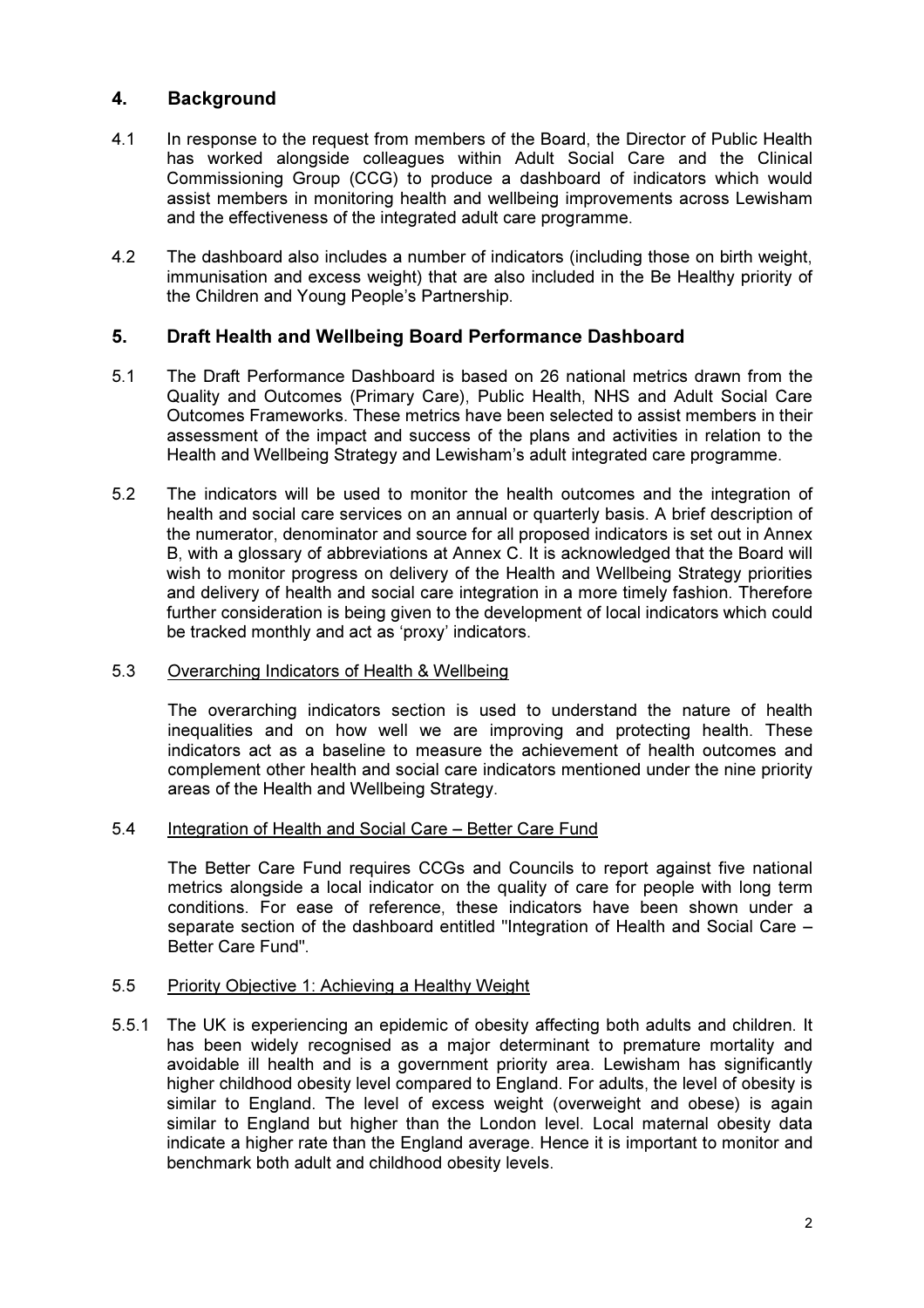## 4. Background

4.1 In response to the request from members of the Board, the Director of Public Health has worked alongside colleagues within Adult Social Care and the Clinical Commissioning Group (CCG) to produce a dashboard of indicators which would assist members in monitoring health and wellbeing improvements across Lewisham and the effectiveness of the integrated adult care programme.

4.2 The dashboard also includes a number of indicators (including those on birth weight, immunisation and excess weight) that are also included in the Be Healthy priority of the Children and Young People's Partnership.

## 5. Draft Health and Wellbeing Board Performance Dashboard

5.1 The Draft Performance Dashboard is based on 26 national metrics drawn from the Quality and Outcomes (Primary Care), Public Health, NHS and Adult Social Care Outcomes Frameworks. These metrics have been selected to assist members in their assessment of the impact and success of the plans and activities in relation to the Health and Wellbeing Strategy and Lewisham's adult integrated care programme.

5.2 The indicators will be used to monitor the health outcomes and the integration of health and social care services on an annual or quarterly basis. A brief description of the numerator, denominator and source for all proposed indicators is set out in Annex B, with a glossary of abbreviations at Annex C. It is acknowledged that the Board will wish to monitor progress on delivery of the Health and Wellbeing Strategy priorities and delivery of health and social care integration in a more timely fashion. Therefore further consideration is being given to the development of local indicators which could be tracked monthly and act as 'proxy' indicators.

5.3 <u>Overarching Indicators of Health & Wellbeing</u>

The overarching indicators section is used to understand the nature of health inequalities and on how well we are improving and protecting health. These indicators act as a baseline to measure the achievement of health outcomes and complement other health and social care indicators mentioned under the nine priority areas of the Health and Wellbeing Strategy.

5.4 <u>Integration of Health and Social Care – Better Care Fund</u>

The Better Care Fund requires CCGs and Councils to report against five national metrics alongside a local indicator on the quality of care for people with long term conditions. For ease of reference, these indicators have been shown under a separate section of the dashboard entitled "Integration of Health and Social Care – Better Care Fund".

5.5 <u>Priority Objective 1: Achieving a Healthy Weight</u>

5.5.1 The UK is experiencing an epidemic of obesity affecting both adults and children. It has been widely recognised as a major determinant to premature mortality and avoidable ill health and is a government priority area. Lewisham has significantly higher childhood obesity level compared to England. For adults, the level of obesity is similar to England. The level of excess weight (overweight and obese) is again similar to England but higher than the London level. Local maternal obesity data indicate a higher rate than the England average. Hence it is important to monitor and benchmark both adult and childhood obesity levels.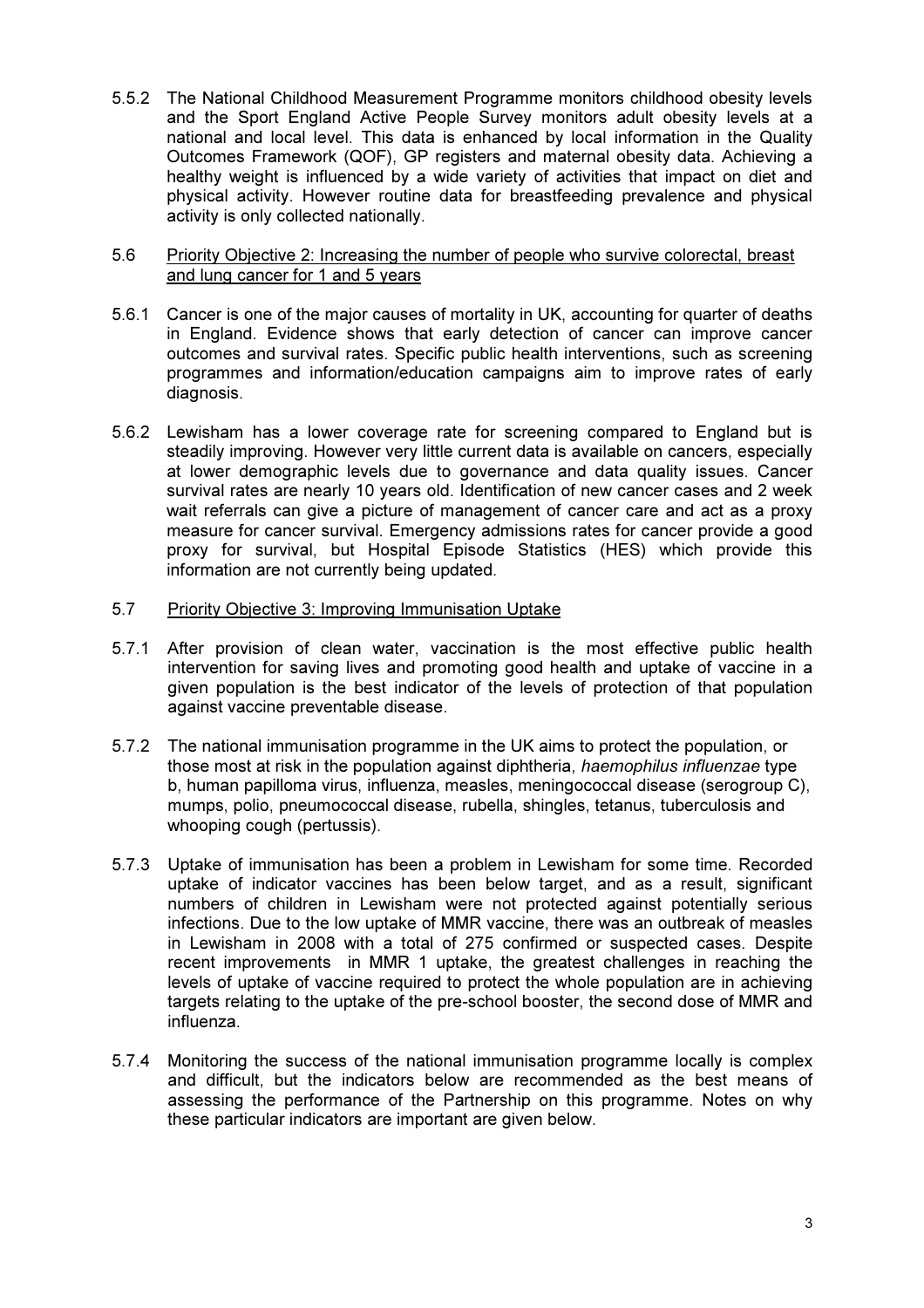5.5.2 The National Childhood Measurement Programme monitors childhood obesity levels and the Sport England Active People Survey monitors adult obesity levels at a national and local level. This data is enhanced by local information in the Quality Outcomes Framework (QOF), GP registers and maternal obesity data. Achieving a healthy weight is influenced by a wide variety of activities that impact on diet and physical activity. However routine data for breastfeeding prevalence and physical activity is only collected nationally.

5.6 <u>Priority Objective 2: Increasing the number of people who survive colorectal, breast and lung cancer for 1 and 5 years</u>

5.6.1 Cancer is one of the major causes of mortality in UK, accounting for quarter of deaths in England. Evidence shows that early detection of cancer can improve cancer outcomes and survival rates. Specific public health interventions, such as screening programmes and information/education campaigns aim to improve rates of early diagnosis.

5.6.2 Lewisham has a lower coverage rate for screening compared to England but is steadily improving. However very little current data is available on cancers, especially at lower demographic levels due to governance and data quality issues. Cancer survival rates are nearly 10 years old. Identification of new cancer cases and 2 week wait referrals can give a picture of management of cancer care and act as a proxy measure for cancer survival. Emergency admissions rates for cancer provide a good proxy for survival, but Hospital Episode Statistics (HES) which provide this information are not currently being updated.

5.7 <u>Priority Objective 3: Improving Immunisation Uptake</u>

5.7.1 After provision of clean water, vaccination is the most effective public health intervention for saving lives and promoting good health and uptake of vaccine in a given population is the best indicator of the levels of protection of that population against vaccine preventable disease.

5.7.2 The national immunisation programme in the UK aims to protect the population, or those most at risk in the population against diphtheria, *haemophilus influenzae* type b, human papilloma virus, influenza, measles, meningococcal disease (serogroup C), mumps, polio, pneumococcal disease, rubella, shingles, tetanus, tuberculosis and whooping cough (pertussis).

5.7.3 Uptake of immunisation has been a problem in Lewisham for some time. Recorded uptake of indicator vaccines has been below target, and as a result, significant numbers of children in Lewisham were not protected against potentially serious infections. Due to the low uptake of MMR vaccine, there was an outbreak of measles in Lewisham in 2008 with a total of 275 confirmed or suspected cases. Despite recent improvements in MMR 1 uptake, the greatest challenges in reaching the levels of uptake of vaccine required to protect the whole population are in achieving targets relating to the uptake of the pre-school booster, the second dose of MMR and influenza.

5.7.4 Monitoring the success of the national immunisation programme locally is complex and difficult, but the indicators below are recommended as the best means of assessing the performance of the Partnership on this programme. Notes on why these particular indicators are important are given below.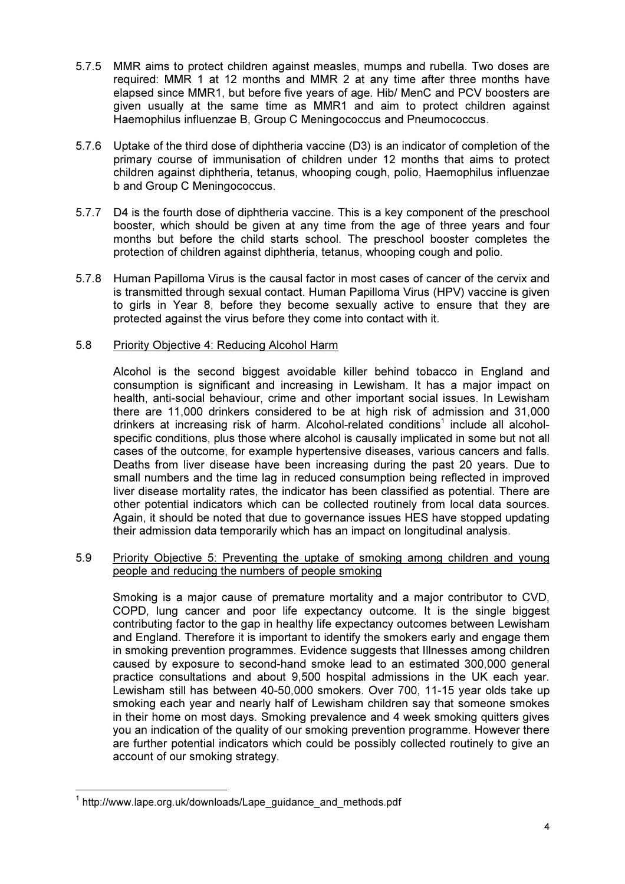5.7.5 MMR aims to protect children against measles, mumps and rubella. Two doses are required: MMR 1 at 12 months and MMR 2 at any time after three months have elapsed since MMR1, but before five years of age. Hib/ MenC and PCV boosters are given usually at the same time as MMR1 and aim to protect children against Haemophilus influenzae B, Group C Meningococcus and Pneumococcus.

5.7.6 Uptake of the third dose of diphtheria vaccine (D3) is an indicator of completion of the primary course of immunisation of children under 12 months that aims to protect children against diphtheria, tetanus, whooping cough, polio, Haemophilus influenzae b and Group C Meningococcus.

5.7.7 D4 is the fourth dose of diphtheria vaccine. This is a key component of the preschool booster, which should be given at any time from the age of three years and four months but before the child starts school. The preschool booster completes the protection of children against diphtheria, tetanus, whooping cough and polio.

5.7.8 Human Papilloma Virus is the causal factor in most cases of cancer of the cervix and is transmitted through sexual contact. Human Papilloma Virus (HPV) vaccine is given to girls in Year 8, before they become sexually active to ensure that they are protected against the virus before they come into contact with it.

5.8 <u>Priority Objective 4: Reducing Alcohol Harm</u>

Alcohol is the second biggest avoidable killer behind tobacco in England and consumption is significant and increasing in Lewisham. It has a major impact on health, anti-social behaviour, crime and other important social issues. In Lewisham there are 11,000 drinkers considered to be at high risk of admission and 31,000 drinkers at increasing risk of harm. Alcohol-related conditions[1] include all alcohol-specific conditions, plus those where alcohol is causally implicated in some but not all cases of the outcome, for example hypertensive diseases, various cancers and falls. Deaths from liver disease have been increasing during the past 20 years. Due to small numbers and the time lag in reduced consumption being reflected in improved liver disease mortality rates, the indicator has been classified as potential. There are other potential indicators which can be collected routinely from local data sources. Again, it should be noted that due to governance issues HES have stopped updating their admission data temporarily which has an impact on longitudinal analysis.

5.9 <u>Priority Objective 5: Preventing the uptake of smoking among children and young people and reducing the numbers of people smoking</u>

Smoking is a major cause of premature mortality and a major contributor to CVD, COPD, lung cancer and poor life expectancy outcome. It is the single biggest contributing factor to the gap in healthy life expectancy outcomes between Lewisham and England. Therefore it is important to identify the smokers early and engage them in smoking prevention programmes. Evidence suggests that Illnesses among children caused by exposure to second-hand smoke lead to an estimated 300,000 general practice consultations and about 9,500 hospital admissions in the UK each year. Lewisham still has between 40-50,000 smokers. Over 700, 11-15 year olds take up smoking each year and nearly half of Lewisham children say that someone smokes in their home on most days. Smoking prevalence and 4 week smoking quitters gives you an indication of the quality of our smoking prevention programme. However there are further potential indicators which could be possibly collected routinely to give an account of our smoking strategy.

---

[1] http://www.lape.org.uk/downloads/Lape_guidance_and_methods.pdf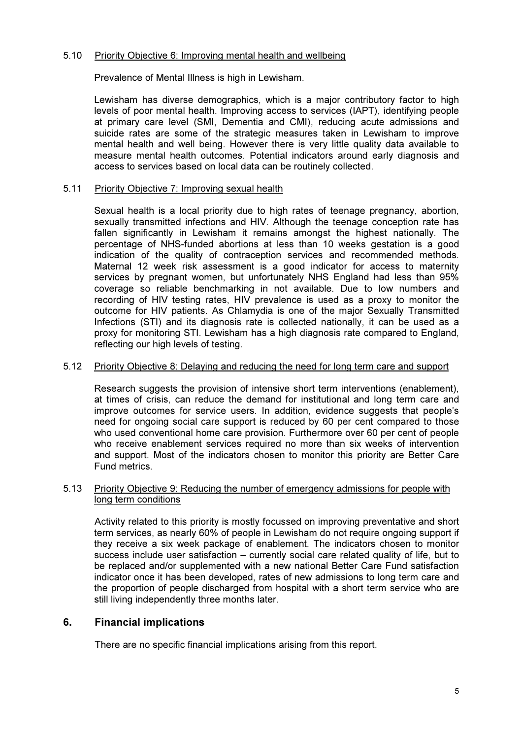5.10 Priority Objective 6: Improving mental health and wellbeing

Prevalence of Mental Illness is high in Lewisham.

Lewisham has diverse demographics, which is a major contributory factor to high levels of poor mental health. Improving access to services (IAPT), identifying people at primary care level (SMI, Dementia and CMI), reducing acute admissions and suicide rates are some of the strategic measures taken in Lewisham to improve mental health and well being. However there is very little quality data available to measure mental health outcomes. Potential indicators around early diagnosis and access to services based on local data can be routinely collected.

5.11 Priority Objective 7: Improving sexual health

Sexual health is a local priority due to high rates of teenage pregnancy, abortion, sexually transmitted infections and HIV. Although the teenage conception rate has fallen significantly in Lewisham it remains amongst the highest nationally. The percentage of NHS-funded abortions at less than 10 weeks gestation is a good indication of the quality of contraception services and recommended methods. Maternal 12 week risk assessment is a good indicator for access to maternity services by pregnant women, but unfortunately NHS England had less than 95% coverage so reliable benchmarking in not available. Due to low numbers and recording of HIV testing rates, HIV prevalence is used as a proxy to monitor the outcome for HIV patients. As Chlamydia is one of the major Sexually Transmitted Infections (STI) and its diagnosis rate is collected nationally, it can be used as a proxy for monitoring STI. Lewisham has a high diagnosis rate compared to England, reflecting our high levels of testing.

5.12 Priority Objective 8: Delaying and reducing the need for long term care and support

Research suggests the provision of intensive short term interventions (enablement), at times of crisis, can reduce the demand for institutional and long term care and improve outcomes for service users. In addition, evidence suggests that people's need for ongoing social care support is reduced by 60 per cent compared to those who used conventional home care provision. Furthermore over 60 per cent of people who receive enablement services required no more than six weeks of intervention and support. Most of the indicators chosen to monitor this priority are Better Care Fund metrics.

5.13 Priority Objective 9: Reducing the number of emergency admissions for people with long term conditions

Activity related to this priority is mostly focussed on improving preventative and short term services, as nearly 60% of people in Lewisham do not require ongoing support if they receive a six week package of enablement. The indicators chosen to monitor success include user satisfaction – currently social care related quality of life, but to be replaced and/or supplemented with a new national Better Care Fund satisfaction indicator once it has been developed, rates of new admissions to long term care and the proportion of people discharged from hospital with a short term service who are still living independently three months later.

## 6. Financial implications

There are no specific financial implications arising from this report.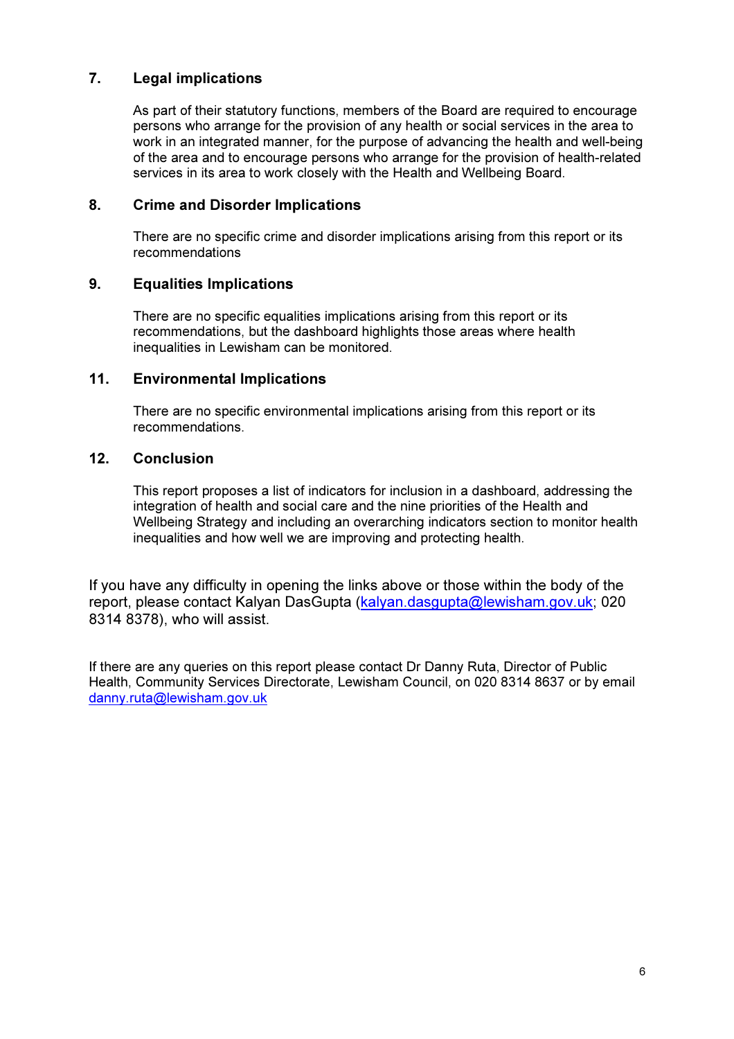## 7. Legal implications

As part of their statutory functions, members of the Board are required to encourage persons who arrange for the provision of any health or social services in the area to work in an integrated manner, for the purpose of advancing the health and well-being of the area and to encourage persons who arrange for the provision of health-related services in its area to work closely with the Health and Wellbeing Board.

## 8. Crime and Disorder Implications

There are no specific crime and disorder implications arising from this report or its recommendations

## 9. Equalities Implications

There are no specific equalities implications arising from this report or its recommendations, but the dashboard highlights those areas where health inequalities in Lewisham can be monitored.

## 11. Environmental Implications

There are no specific environmental implications arising from this report or its recommendations.

## 12. Conclusion

This report proposes a list of indicators for inclusion in a dashboard, addressing the integration of health and social care and the nine priorities of the Health and Wellbeing Strategy and including an overarching indicators section to monitor health inequalities and how well we are improving and protecting health.

If you have any difficulty in opening the links above or those within the body of the report, please contact Kalyan DasGupta (kalyan.dasgupta@lewisham.gov.uk; 020 8314 8378), who will assist.

If there are any queries on this report please contact Dr Danny Ruta, Director of Public Health, Community Services Directorate, Lewisham Council, on 020 8314 8637 or by email danny.ruta@lewisham.gov.uk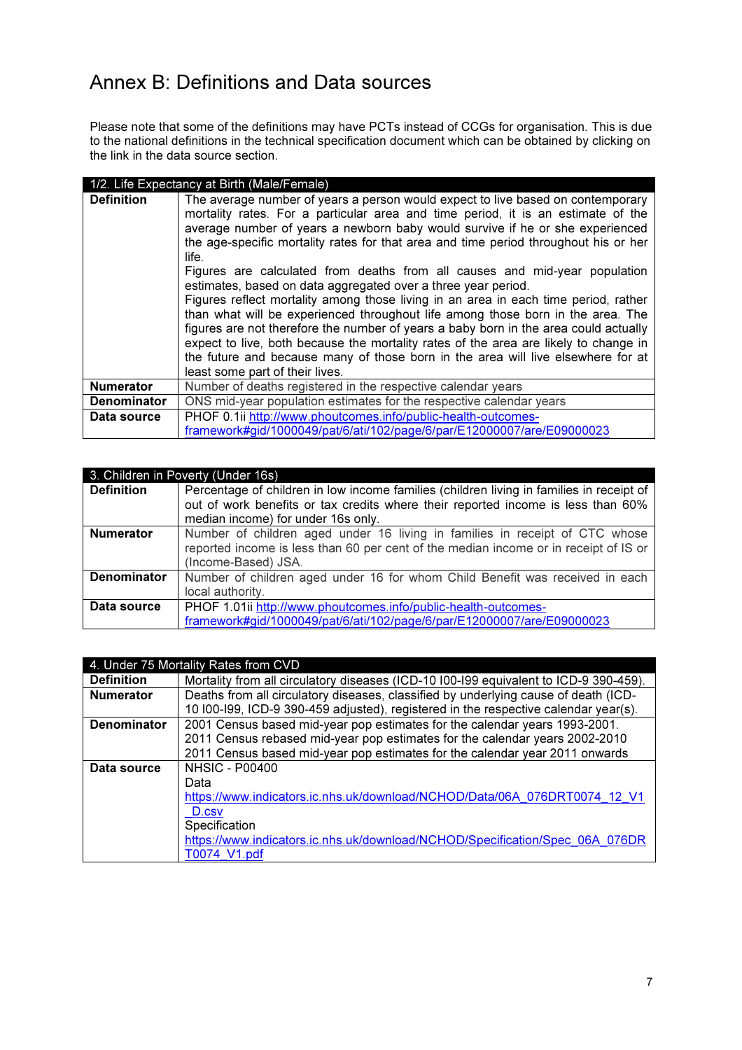# Annex B: Definitions and Data sources

Please note that some of the definitions may have PCTs instead of CCGs for organisation. This is due to the national definitions in the technical specification document which can be obtained by clicking on the link in the data source section.

| 1/2. Life Expectancy at Birth (Male/Female) | |
|---|---|
| **Definition** | The average number of years a person would expect to live based on contemporary mortality rates. For a particular area and time period, it is an estimate of the average number of years a newborn baby would survive if he or she experienced the age-specific mortality rates for that area and time period throughout his or her life.<br>Figures are calculated from deaths from all causes and mid-year population estimates, based on data aggregated over a three year period.<br>Figures reflect mortality among those living in an area in each time period, rather than what will be experienced throughout life among those born in the area. The figures are not therefore the number of years a baby born in the area could actually expect to live, both because the mortality rates of the area are likely to change in the future and because many of those born in the area will live elsewhere for at least some part of their lives. |
| **Numerator** | Number of deaths registered in the respective calendar years |
| **Denominator** | ONS mid-year population estimates for the respective calendar years |
| **Data source** | PHOF 0.1ii http://www.phoutcomes.info/public-health-outcomes-framework#gid/1000049/pat/6/ati/102/page/6/par/E12000007/are/E09000023 |

| 3. Children in Poverty (Under 16s) | |
|---|---|
| **Definition** | Percentage of children in low income families (children living in families in receipt of out of work benefits or tax credits where their reported income is less than 60% median income) for under 16s only. |
| **Numerator** | Number of children aged under 16 living in families in receipt of CTC whose reported income is less than 60 per cent of the median income or in receipt of IS or (Income-Based) JSA. |
| **Denominator** | Number of children aged under 16 for whom Child Benefit was received in each local authority. |
| **Data source** | PHOF 1.01ii http://www.phoutcomes.info/public-health-outcomes-framework#gid/1000049/pat/6/ati/102/page/6/par/E12000007/are/E09000023 |

| 4. Under 75 Mortality Rates from CVD | |
|---|---|
| **Definition** | Mortality from all circulatory diseases (ICD-10 I00-I99 equivalent to ICD-9 390-459). |
| **Numerator** | Deaths from all circulatory diseases, classified by underlying cause of death (ICD-10 I00-I99, ICD-9 390-459 adjusted), registered in the respective calendar year(s). |
| **Denominator** | 2001 Census based mid-year pop estimates for the calendar years 1993-2001.<br>2011 Census rebased mid-year pop estimates for the calendar years 2002-2010<br>2011 Census based mid-year pop estimates for the calendar year 2011 onwards |
| **Data source** | NHSIC - P00400<br>Data<br>https://www.indicators.ic.nhs.uk/download/NCHOD/Data/06A_076DRT0074_12_V1_D.csv<br>Specification<br>https://www.indicators.ic.nhs.uk/download/NCHOD/Specification/Spec_06A_076DRT0074_V1.pdf |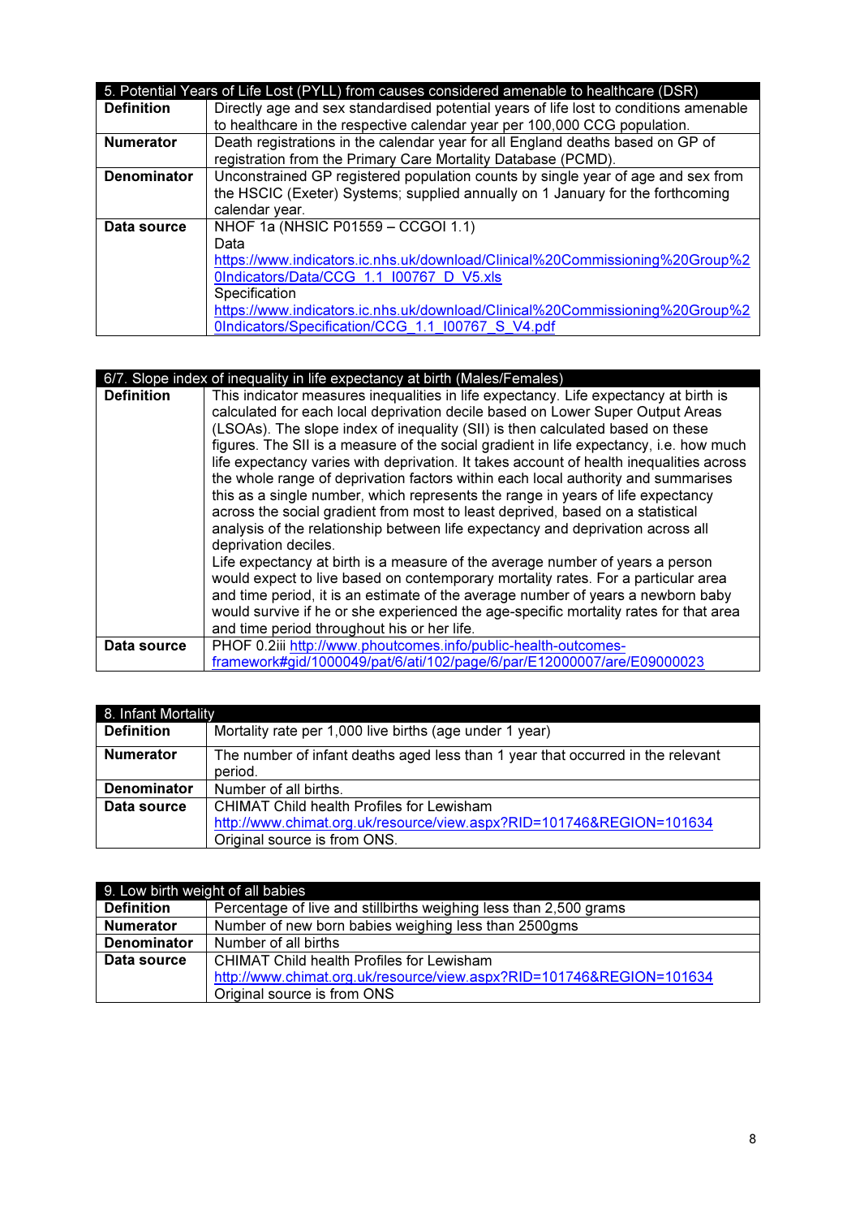| 5. Potential Years of Life Lost (PYLL) from causes considered amenable to healthcare (DSR) | |
|---|---|
| **Definition** | Directly age and sex standardised potential years of life lost to conditions amenable to healthcare in the respective calendar year per 100,000 CCG population. |
| **Numerator** | Death registrations in the calendar year for all England deaths based on GP of registration from the Primary Care Mortality Database (PCMD). |
| **Denominator** | Unconstrained GP registered population counts by single year of age and sex from the HSCIC (Exeter) Systems; supplied annually on 1 January for the forthcoming calendar year. |
| **Data source** | NHOF 1a (NHSIC P01559 – CCGOI 1.1)<br>Data<br>https://www.indicators.ic.nhs.uk/download/Clinical%20Commissioning%20Group%20Indicators/Data/CCG_1.1_I00767_D_V5.xls<br>Specification<br>https://www.indicators.ic.nhs.uk/download/Clinical%20Commissioning%20Group%20Indicators/Specification/CCG_1.1_I00767_S_V4.pdf |

| 6/7. Slope index of inequality in life expectancy at birth (Males/Females) | |
|---|---|
| **Definition** | This indicator measures inequalities in life expectancy. Life expectancy at birth is calculated for each local deprivation decile based on Lower Super Output Areas (LSOAs). The slope index of inequality (SII) is then calculated based on these figures. The SII is a measure of the social gradient in life expectancy, i.e. how much life expectancy varies with deprivation. It takes account of health inequalities across the whole range of deprivation factors within each local authority and summarises this as a single number, which represents the range in years of life expectancy across the social gradient from most to least deprived, based on a statistical analysis of the relationship between life expectancy and deprivation across all deprivation deciles.<br>Life expectancy at birth is a measure of the average number of years a person would expect to live based on contemporary mortality rates. For a particular area and time period, it is an estimate of the average number of years a newborn baby would survive if he or she experienced the age-specific mortality rates for that area and time period throughout his or her life. |
| **Data source** | PHOF 0.2iii http://www.phoutcomes.info/public-health-outcomes-framework#gid/1000049/pat/6/ati/102/page/6/par/E12000007/are/E09000023 |

| 8. Infant Mortality | |
|---|---|
| **Definition** | Mortality rate per 1,000 live births (age under 1 year) |
| **Numerator** | The number of infant deaths aged less than 1 year that occurred in the relevant period. |
| **Denominator** | Number of all births. |
| **Data source** | CHIMAT Child health Profiles for Lewisham<br>http://www.chimat.org.uk/resource/view.aspx?RID=101746&REGION=101634<br>Original source is from ONS. |

| 9. Low birth weight of all babies | |
|---|---|
| **Definition** | Percentage of live and stillbirths weighing less than 2,500 grams |
| **Numerator** | Number of new born babies weighing less than 2500gms |
| **Denominator** | Number of all births |
| **Data source** | CHIMAT Child health Profiles for Lewisham<br>http://www.chimat.org.uk/resource/view.aspx?RID=101746&REGION=101634<br>Original source is from ONS |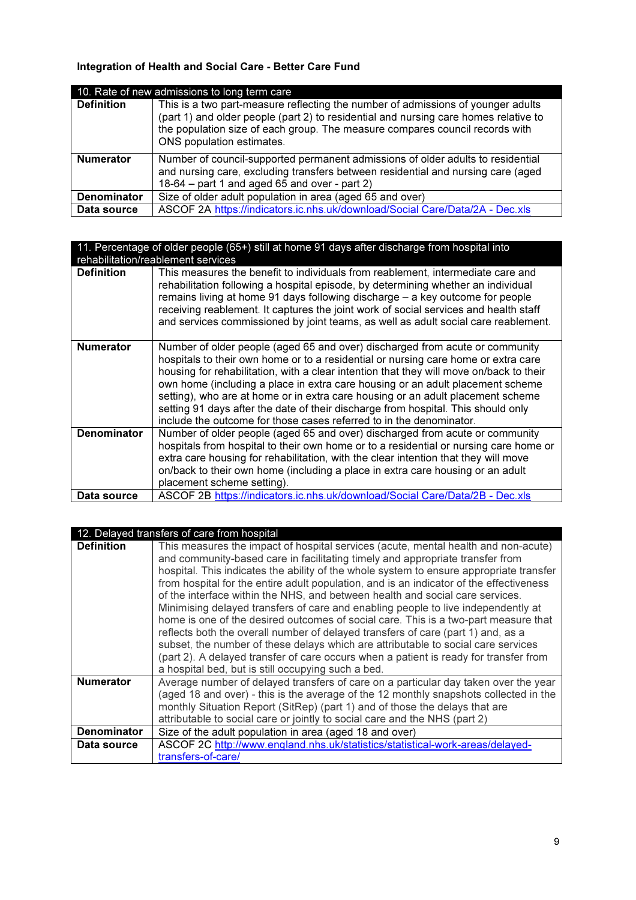**Integration of Health and Social Care - Better Care Fund**

| 10. Rate of new admissions to long term care | |
|---|---|
| **Definition** | This is a two part-measure reflecting the number of admissions of younger adults (part 1) and older people (part 2) to residential and nursing care homes relative to the population size of each group. The measure compares council records with ONS population estimates. |
| **Numerator** | Number of council-supported permanent admissions of older adults to residential and nursing care, excluding transfers between residential and nursing care (aged 18-64 – part 1 and aged 65 and over - part 2) |
| **Denominator** | Size of older adult population in area (aged 65 and over) |
| **Data source** | ASCOF 2A https://indicators.ic.nhs.uk/download/Social Care/Data/2A - Dec.xls |

| 11. Percentage of older people (65+) still at home 91 days after discharge from hospital into rehabilitation/reablement services | |
|---|---|
| **Definition** | This measures the benefit to individuals from reablement, intermediate care and rehabilitation following a hospital episode, by determining whether an individual remains living at home 91 days following discharge – a key outcome for people receiving reablement. It captures the joint work of social services and health staff and services commissioned by joint teams, as well as adult social care reablement. |
| **Numerator** | Number of older people (aged 65 and over) discharged from acute or community hospitals to their own home or to a residential or nursing care home or extra care housing for rehabilitation, with a clear intention that they will move on/back to their own home (including a place in extra care housing or an adult placement scheme setting), who are at home or in extra care housing or an adult placement scheme setting 91 days after the date of their discharge from hospital. This should only include the outcome for those cases referred to in the denominator. |
| **Denominator** | Number of older people (aged 65 and over) discharged from acute or community hospitals from hospital to their own home or to a residential or nursing care home or extra care housing for rehabilitation, with the clear intention that they will move on/back to their own home (including a place in extra care housing or an adult placement scheme setting). |
| **Data source** | ASCOF 2B https://indicators.ic.nhs.uk/download/Social Care/Data/2B - Dec.xls |

| 12. Delayed transfers of care from hospital | |
|---|---|
| **Definition** | This measures the impact of hospital services (acute, mental health and non-acute) and community-based care in facilitating timely and appropriate transfer from hospital. This indicates the ability of the whole system to ensure appropriate transfer from hospital for the entire adult population, and is an indicator of the effectiveness of the interface within the NHS, and between health and social care services. Minimising delayed transfers of care and enabling people to live independently at home is one of the desired outcomes of social care. This is a two-part measure that reflects both the overall number of delayed transfers of care (part 1) and, as a subset, the number of these delays which are attributable to social care services (part 2). A delayed transfer of care occurs when a patient is ready for transfer from a hospital bed, but is still occupying such a bed. |
| **Numerator** | Average number of delayed transfers of care on a particular day taken over the year (aged 18 and over) - this is the average of the 12 monthly snapshots collected in the monthly Situation Report (SitRep) (part 1) and of those the delays that are attributable to social care or jointly to social care and the NHS (part 2) |
| **Denominator** | Size of the adult population in area (aged 18 and over) |
| **Data source** | ASCOF 2C http://www.england.nhs.uk/statistics/statistical-work-areas/delayed-transfers-of-care/ |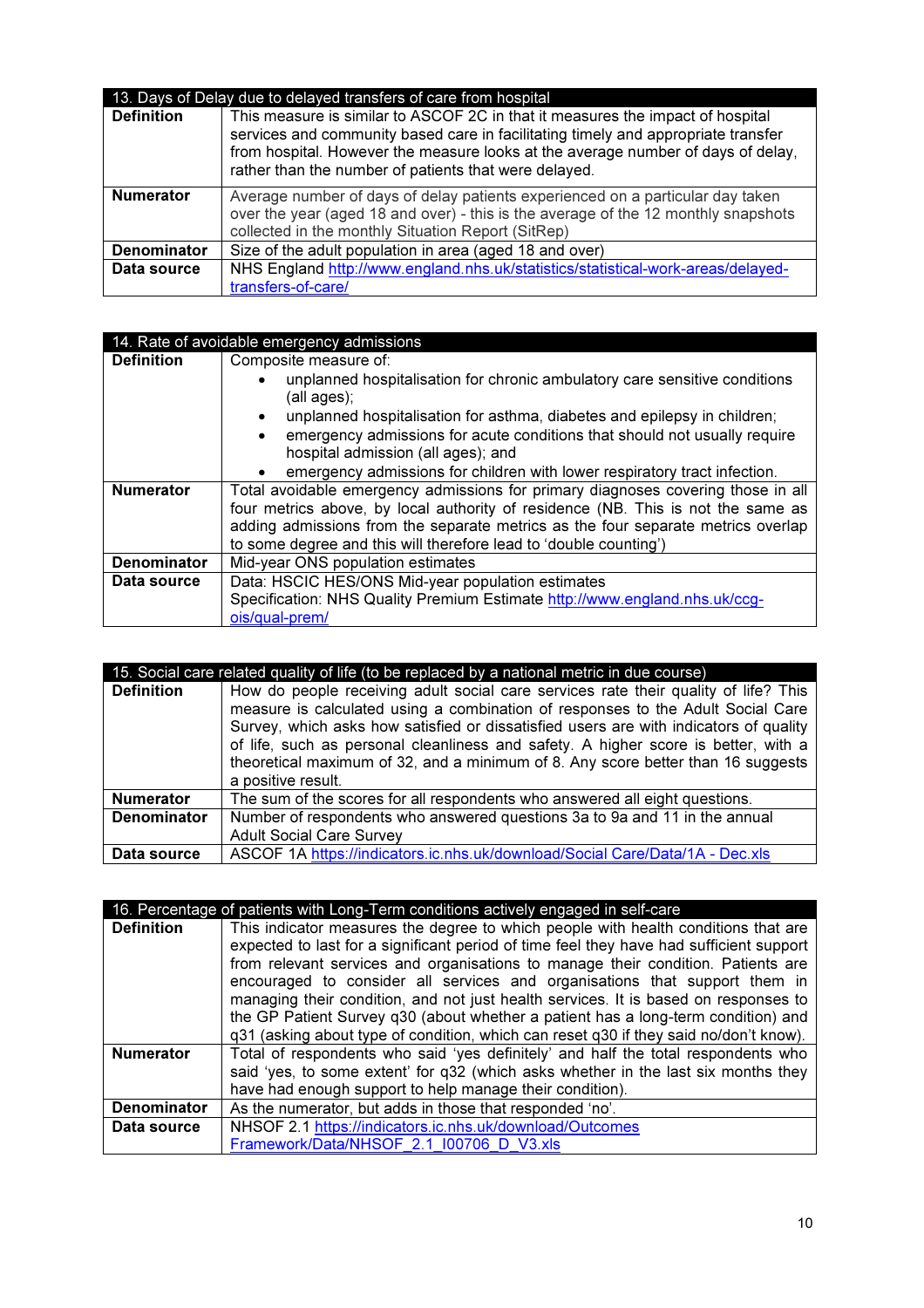| 13. Days of Delay due to delayed transfers of care from hospital | |
|---|---|
| **Definition** | This measure is similar to ASCOF 2C in that it measures the impact of hospital services and community based care in facilitating timely and appropriate transfer from hospital. However the measure looks at the average number of days of delay, rather than the number of patients that were delayed. |
| **Numerator** | Average number of days of delay patients experienced on a particular day taken over the year (aged 18 and over) - this is the average of the 12 monthly snapshots collected in the monthly Situation Report (SitRep) |
| **Denominator** | Size of the adult population in area (aged 18 and over) |
| **Data source** | NHS England [http://www.england.nhs.uk/statistics/statistical-work-areas/delayed-transfers-of-care/](http://www.england.nhs.uk/statistics/statistical-work-areas/delayed-transfers-of-care/) |

| 14. Rate of avoidable emergency admissions | |
|---|---|
| **Definition** | Composite measure of: <br>• unplanned hospitalisation for chronic ambulatory care sensitive conditions (all ages); <br>• unplanned hospitalisation for asthma, diabetes and epilepsy in children; <br>• emergency admissions for acute conditions that should not usually require hospital admission (all ages); and <br>• emergency admissions for children with lower respiratory tract infection. |
| **Numerator** | Total avoidable emergency admissions for primary diagnoses covering those in all four metrics above, by local authority of residence (NB. This is not the same as adding admissions from the separate metrics as the four separate metrics overlap to some degree and this will therefore lead to 'double counting') |
| **Denominator** | Mid-year ONS population estimates |
| **Data source** | Data: HSCIC HES/ONS Mid-year population estimates <br>Specification: NHS Quality Premium Estimate [http://www.england.nhs.uk/ccg-ois/qual-prem/](http://www.england.nhs.uk/ccg-ois/qual-prem/) |

| 15. Social care related quality of life (to be replaced by a national metric in due course) | |
|---|---|
| **Definition** | How do people receiving adult social care services rate their quality of life? This measure is calculated using a combination of responses to the Adult Social Care Survey, which asks how satisfied or dissatisfied users are with indicators of quality of life, such as personal cleanliness and safety. A higher score is better, with a theoretical maximum of 32, and a minimum of 8. Any score better than 16 suggests a positive result. |
| **Numerator** | The sum of the scores for all respondents who answered all eight questions. |
| **Denominator** | Number of respondents who answered questions 3a to 9a and 11 in the annual Adult Social Care Survey |
| **Data source** | ASCOF 1A [https://indicators.ic.nhs.uk/download/Social Care/Data/1A - Dec.xls](https://indicators.ic.nhs.uk/download/Social Care/Data/1A - Dec.xls) |

| 16. Percentage of patients with Long-Term conditions actively engaged in self-care | |
|---|---|
| **Definition** | This indicator measures the degree to which people with health conditions that are expected to last for a significant period of time feel they have had sufficient support from relevant services and organisations to manage their condition. Patients are encouraged to consider all services and organisations that support them in managing their condition, and not just health services. It is based on responses to the GP Patient Survey q30 (about whether a patient has a long-term condition) and q31 (asking about type of condition, which can reset q30 if they said no/don't know). |
| **Numerator** | Total of respondents who said 'yes definitely' and half the total respondents who said 'yes, to some extent' for q32 (which asks whether in the last six months they have had enough support to help manage their condition). |
| **Denominator** | As the numerator, but adds in those that responded 'no'. |
| **Data source** | NHSOF 2.1 [https://indicators.ic.nhs.uk/download/Outcomes Framework/Data/NHSOF_2.1_I00706_D_V3.xls](https://indicators.ic.nhs.uk/download/Outcomes Framework/Data/NHSOF_2.1_I00706_D_V3.xls) |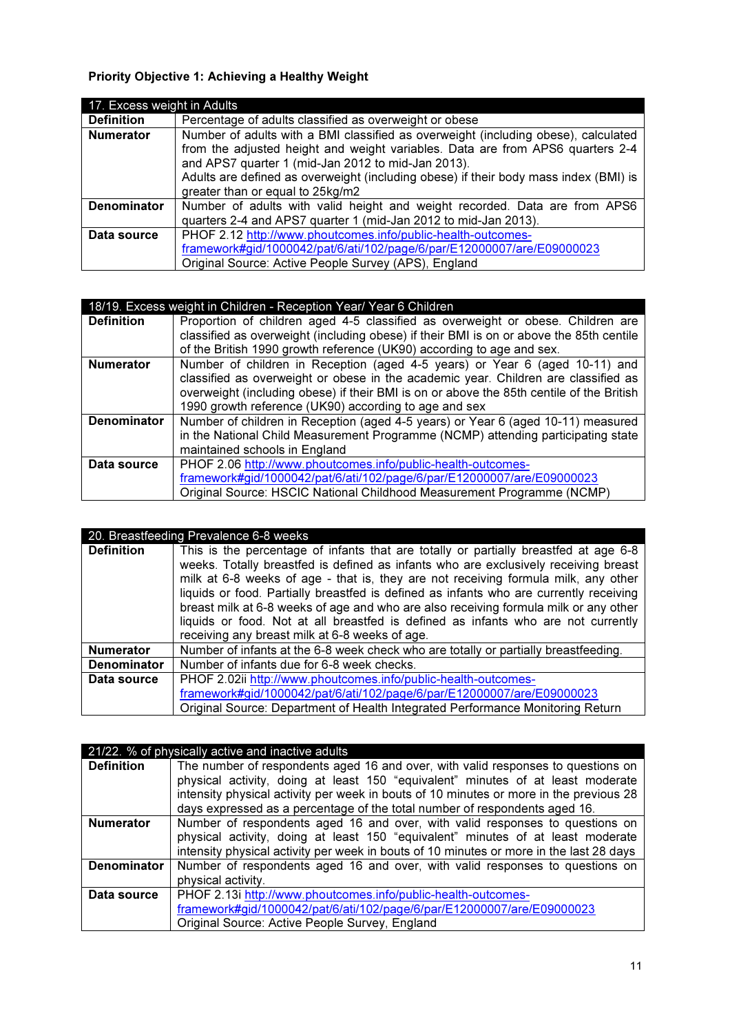**Priority Objective 1: Achieving a Healthy Weight**

| 17. Excess weight in Adults | |
|---|---|
| **Definition** | Percentage of adults classified as overweight or obese |
| **Numerator** | Number of adults with a BMI classified as overweight (including obese), calculated from the adjusted height and weight variables. Data are from APS6 quarters 2-4 and APS7 quarter 1 (mid-Jan 2012 to mid-Jan 2013). Adults are defined as overweight (including obese) if their body mass index (BMI) is greater than or equal to 25kg/m2 |
| **Denominator** | Number of adults with valid height and weight recorded. Data are from APS6 quarters 2-4 and APS7 quarter 1 (mid-Jan 2012 to mid-Jan 2013). |
| **Data source** | PHOF 2.12 http://www.phoutcomes.info/public-health-outcomes-framework#gid/1000042/pat/6/ati/102/page/6/par/E12000007/are/E09000023 Original Source: Active People Survey (APS), England |

| 18/19. Excess weight in Children - Reception Year/ Year 6 Children | |
|---|---|
| **Definition** | Proportion of children aged 4-5 classified as overweight or obese. Children are classified as overweight (including obese) if their BMI is on or above the 85th centile of the British 1990 growth reference (UK90) according to age and sex. |
| **Numerator** | Number of children in Reception (aged 4-5 years) or Year 6 (aged 10-11) and classified as overweight or obese in the academic year. Children are classified as overweight (including obese) if their BMI is on or above the 85th centile of the British 1990 growth reference (UK90) according to age and sex |
| **Denominator** | Number of children in Reception (aged 4-5 years) or Year 6 (aged 10-11) measured in the National Child Measurement Programme (NCMP) attending participating state maintained schools in England |
| **Data source** | PHOF 2.06 http://www.phoutcomes.info/public-health-outcomes-framework#gid/1000042/pat/6/ati/102/page/6/par/E12000007/are/E09000023 Original Source: HSCIC National Childhood Measurement Programme (NCMP) |

| 20. Breastfeeding Prevalence 6-8 weeks | |
|---|---|
| **Definition** | This is the percentage of infants that are totally or partially breastfed at age 6-8 weeks. Totally breastfed is defined as infants who are exclusively receiving breast milk at 6-8 weeks of age - that is, they are not receiving formula milk, any other liquids or food. Partially breastfed is defined as infants who are currently receiving breast milk at 6-8 weeks of age and who are also receiving formula milk or any other liquids or food. Not at all breastfed is defined as infants who are not currently receiving any breast milk at 6-8 weeks of age. |
| **Numerator** | Number of infants at the 6-8 week check who are totally or partially breastfeeding. |
| **Denominator** | Number of infants due for 6-8 week checks. |
| **Data source** | PHOF 2.02ii http://www.phoutcomes.info/public-health-outcomes-framework#gid/1000042/pat/6/ati/102/page/6/par/E12000007/are/E09000023 Original Source: Department of Health Integrated Performance Monitoring Return |

| 21/22. % of physically active and inactive adults | |
|---|---|
| **Definition** | The number of respondents aged 16 and over, with valid responses to questions on physical activity, doing at least 150 "equivalent" minutes of at least moderate intensity physical activity per week in bouts of 10 minutes or more in the previous 28 days expressed as a percentage of the total number of respondents aged 16. |
| **Numerator** | Number of respondents aged 16 and over, with valid responses to questions on physical activity, doing at least 150 "equivalent" minutes of at least moderate intensity physical activity per week in bouts of 10 minutes or more in the last 28 days |
| **Denominator** | Number of respondents aged 16 and over, with valid responses to questions on physical activity. |
| **Data source** | PHOF 2.13i http://www.phoutcomes.info/public-health-outcomes-framework#gid/1000042/pat/6/ati/102/page/6/par/E12000007/are/E09000023 Original Source: Active People Survey, England |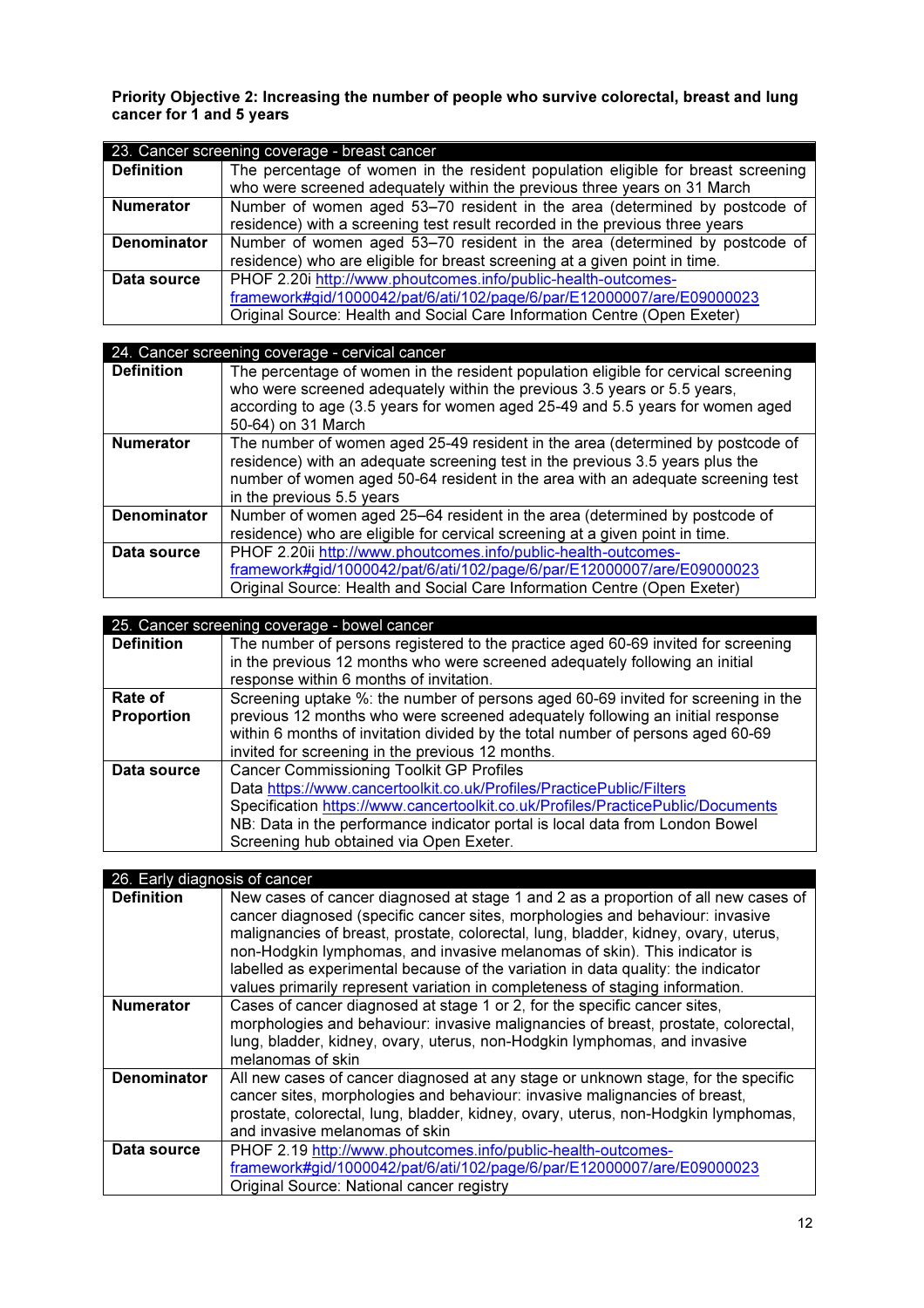**Priority Objective 2: Increasing the number of people who survive colorectal, breast and lung cancer for 1 and 5 years**

| 23. Cancer screening coverage - breast cancer | |
|---|---|
| **Definition** | The percentage of women in the resident population eligible for breast screening who were screened adequately within the previous three years on 31 March |
| **Numerator** | Number of women aged 53–70 resident in the area (determined by postcode of residence) with a screening test result recorded in the previous three years |
| **Denominator** | Number of women aged 53–70 resident in the area (determined by postcode of residence) who are eligible for breast screening at a given point in time. |
| **Data source** | PHOF 2.20i http://www.phoutcomes.info/public-health-outcomes-framework#gid/1000042/pat/6/ati/102/page/6/par/E12000007/are/E09000023<br>Original Source: Health and Social Care Information Centre (Open Exeter) |

| 24. Cancer screening coverage - cervical cancer | |
|---|---|
| **Definition** | The percentage of women in the resident population eligible for cervical screening who were screened adequately within the previous 3.5 years or 5.5 years, according to age (3.5 years for women aged 25-49 and 5.5 years for women aged 50-64) on 31 March |
| **Numerator** | The number of women aged 25-49 resident in the area (determined by postcode of residence) with an adequate screening test in the previous 3.5 years plus the number of women aged 50-64 resident in the area with an adequate screening test in the previous 5.5 years |
| **Denominator** | Number of women aged 25–64 resident in the area (determined by postcode of residence) who are eligible for cervical screening at a given point in time. |
| **Data source** | PHOF 2.20ii http://www.phoutcomes.info/public-health-outcomes-framework#gid/1000042/pat/6/ati/102/page/6/par/E12000007/are/E09000023<br>Original Source: Health and Social Care Information Centre (Open Exeter) |

| 25. Cancer screening coverage - bowel cancer | |
|---|---|
| **Definition** | The number of persons registered to the practice aged 60-69 invited for screening in the previous 12 months who were screened adequately following an initial response within 6 months of invitation. |
| **Rate of Proportion** | Screening uptake %: the number of persons aged 60-69 invited for screening in the previous 12 months who were screened adequately following an initial response within 6 months of invitation divided by the total number of persons aged 60-69 invited for screening in the previous 12 months. |
| **Data source** | Cancer Commissioning Toolkit GP Profiles<br>Data https://www.cancertoolkit.co.uk/Profiles/PracticePublic/Filters<br>Specification https://www.cancertoolkit.co.uk/Profiles/PracticePublic/Documents<br>NB: Data in the performance indicator portal is local data from London Bowel Screening hub obtained via Open Exeter. |

| 26. Early diagnosis of cancer | |
|---|---|
| **Definition** | New cases of cancer diagnosed at stage 1 and 2 as a proportion of all new cases of cancer diagnosed (specific cancer sites, morphologies and behaviour: invasive malignancies of breast, prostate, colorectal, lung, bladder, kidney, ovary, uterus, non-Hodgkin lymphomas, and invasive melanomas of skin). This indicator is labelled as experimental because of the variation in data quality: the indicator values primarily represent variation in completeness of staging information. |
| **Numerator** | Cases of cancer diagnosed at stage 1 or 2, for the specific cancer sites, morphologies and behaviour: invasive malignancies of breast, prostate, colorectal, lung, bladder, kidney, ovary, uterus, non-Hodgkin lymphomas, and invasive melanomas of skin |
| **Denominator** | All new cases of cancer diagnosed at any stage or unknown stage, for the specific cancer sites, morphologies and behaviour: invasive malignancies of breast, prostate, colorectal, lung, bladder, kidney, ovary, uterus, non-Hodgkin lymphomas, and invasive melanomas of skin |
| **Data source** | PHOF 2.19 http://www.phoutcomes.info/public-health-outcomes-framework#gid/1000042/pat/6/ati/102/page/6/par/E12000007/are/E09000023<br>Original Source: National cancer registry |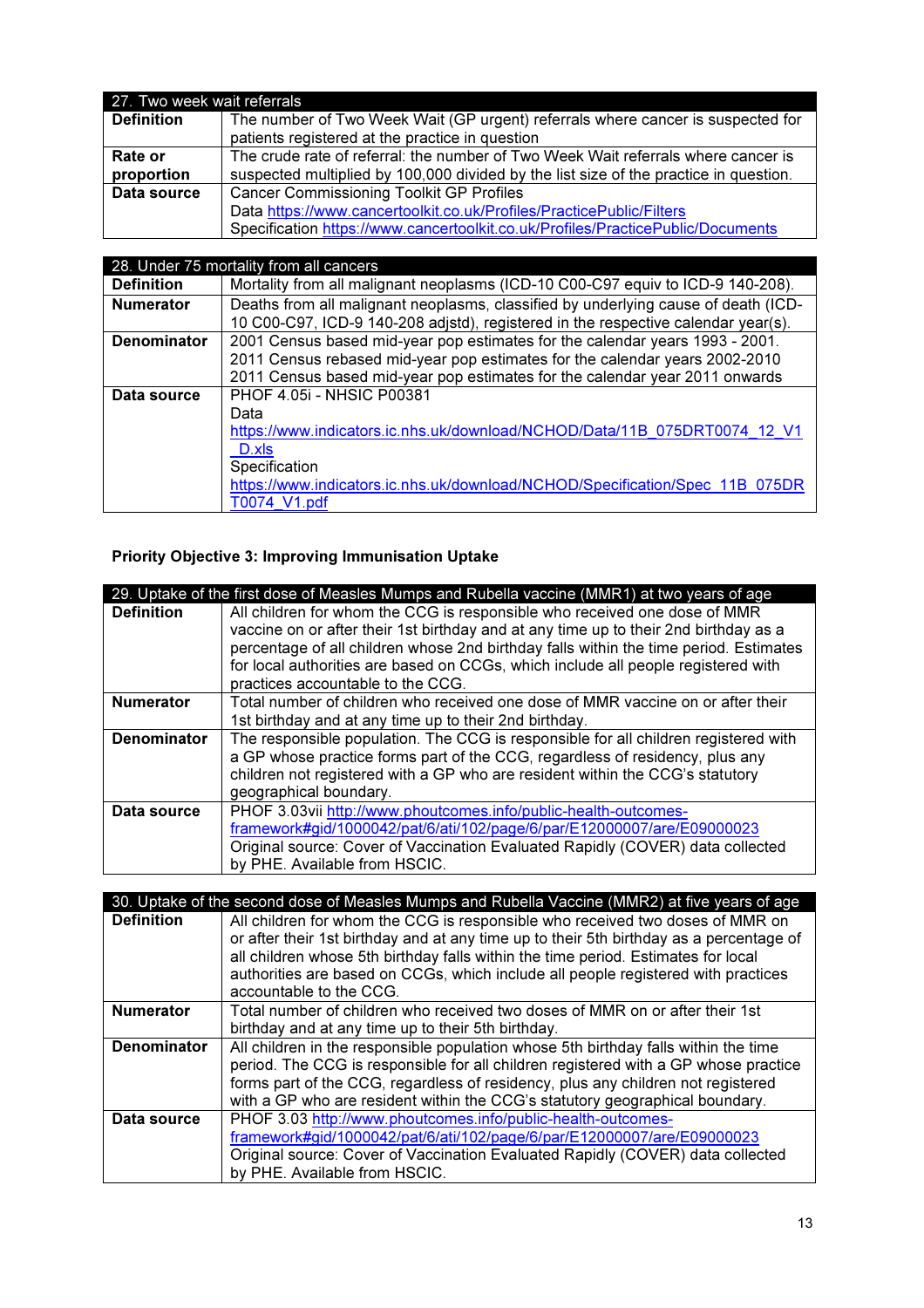| 27. Two week wait referrals | |
|---|---|
| **Definition** | The number of Two Week Wait (GP urgent) referrals where cancer is suspected for patients registered at the practice in question |
| **Rate or proportion** | The crude rate of referral: the number of Two Week Wait referrals where cancer is suspected multiplied by 100,000 divided by the list size of the practice in question. |
| **Data source** | Cancer Commissioning Toolkit GP Profiles<br>Data https://www.cancertoolkit.co.uk/Profiles/PracticePublic/Filters<br>Specification https://www.cancertoolkit.co.uk/Profiles/PracticePublic/Documents |

| 28. Under 75 mortality from all cancers | |
|---|---|
| **Definition** | Mortality from all malignant neoplasms (ICD-10 C00-C97 equiv to ICD-9 140-208). |
| **Numerator** | Deaths from all malignant neoplasms, classified by underlying cause of death (ICD-10 C00-C97, ICD-9 140-208 adjstd), registered in the respective calendar year(s). |
| **Denominator** | 2001 Census based mid-year pop estimates for the calendar years 1993 - 2001.<br>2011 Census rebased mid-year pop estimates for the calendar years 2002-2010<br>2011 Census based mid-year pop estimates for the calendar year 2011 onwards |
| **Data source** | PHOF 4.05i - NHSIC P00381<br>Data<br>https://www.indicators.ic.nhs.uk/download/NCHOD/Data/11B_075DRT0074_12_V1_D.xls<br>Specification<br>https://www.indicators.ic.nhs.uk/download/NCHOD/Specification/Spec_11B_075DRT0074_V1.pdf |

**Priority Objective 3: Improving Immunisation Uptake**

| 29. Uptake of the first dose of Measles Mumps and Rubella vaccine (MMR1) at two years of age | |
|---|---|
| **Definition** | All children for whom the CCG is responsible who received one dose of MMR vaccine on or after their 1st birthday and at any time up to their 2nd birthday as a percentage of all children whose 2nd birthday falls within the time period. Estimates for local authorities are based on CCGs, which include all people registered with practices accountable to the CCG. |
| **Numerator** | Total number of children who received one dose of MMR vaccine on or after their 1st birthday and at any time up to their 2nd birthday. |
| **Denominator** | The responsible population. The CCG is responsible for all children registered with a GP whose practice forms part of the CCG, regardless of residency, plus any children not registered with a GP who are resident within the CCG's statutory geographical boundary. |
| **Data source** | PHOF 3.03vii http://www.phoutcomes.info/public-health-outcomes-framework#gid/1000042/pat/6/ati/102/page/6/par/E12000007/are/E09000023<br>Original source: Cover of Vaccination Evaluated Rapidly (COVER) data collected by PHE. Available from HSCIC. |

| 30. Uptake of the second dose of Measles Mumps and Rubella Vaccine (MMR2) at five years of age | |
|---|---|
| **Definition** | All children for whom the CCG is responsible who received two doses of MMR on or after their 1st birthday and at any time up to their 5th birthday as a percentage of all children whose 5th birthday falls within the time period. Estimates for local authorities are based on CCGs, which include all people registered with practices accountable to the CCG. |
| **Numerator** | Total number of children who received two doses of MMR on or after their 1st birthday and at any time up to their 5th birthday. |
| **Denominator** | All children in the responsible population whose 5th birthday falls within the time period. The CCG is responsible for all children registered with a GP whose practice forms part of the CCG, regardless of residency, plus any children not registered with a GP who are resident within the CCG's statutory geographical boundary. |
| **Data source** | PHOF 3.03 http://www.phoutcomes.info/public-health-outcomes-framework#gid/1000042/pat/6/ati/102/page/6/par/E12000007/are/E09000023<br>Original source: Cover of Vaccination Evaluated Rapidly (COVER) data collected by PHE. Available from HSCIC. |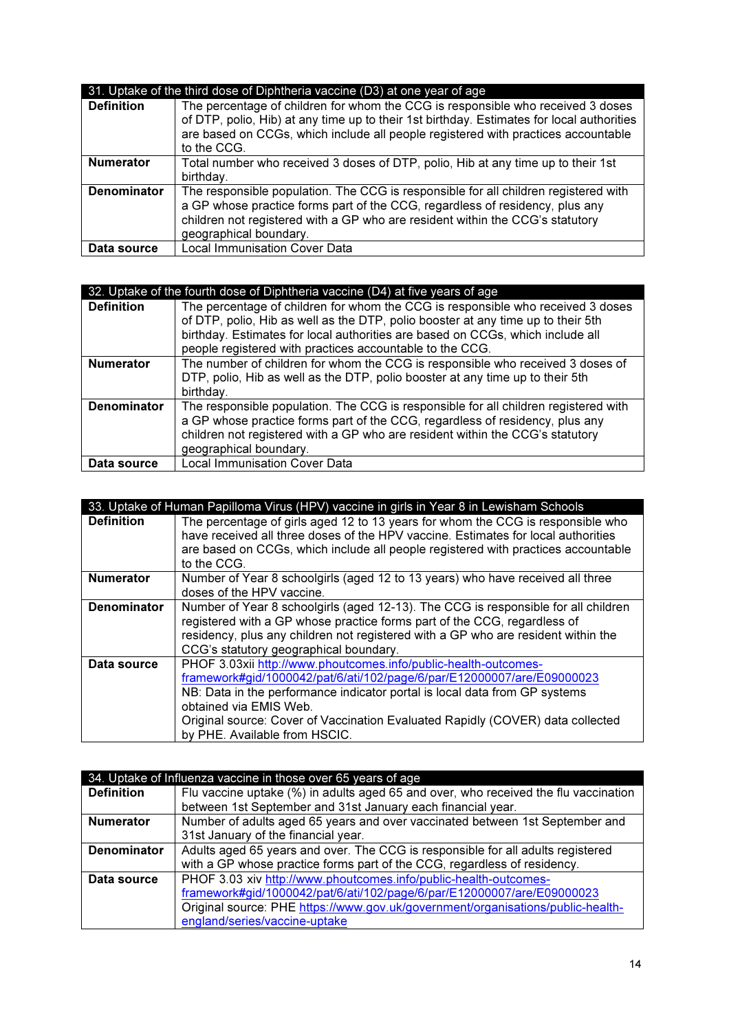| 31. Uptake of the third dose of Diphtheria vaccine (D3) at one year of age | |
|---|---|
| **Definition** | The percentage of children for whom the CCG is responsible who received 3 doses of DTP, polio, Hib) at any time up to their 1st birthday. Estimates for local authorities are based on CCGs, which include all people registered with practices accountable to the CCG. |
| **Numerator** | Total number who received 3 doses of DTP, polio, Hib at any time up to their 1st birthday. |
| **Denominator** | The responsible population. The CCG is responsible for all children registered with a GP whose practice forms part of the CCG, regardless of residency, plus any children not registered with a GP who are resident within the CCG's statutory geographical boundary. |
| **Data source** | Local Immunisation Cover Data |

| 32. Uptake of the fourth dose of Diphtheria vaccine (D4) at five years of age | |
|---|---|
| **Definition** | The percentage of children for whom the CCG is responsible who received 3 doses of DTP, polio, Hib as well as the DTP, polio booster at any time up to their 5th birthday. Estimates for local authorities are based on CCGs, which include all people registered with practices accountable to the CCG. |
| **Numerator** | The number of children for whom the CCG is responsible who received 3 doses of DTP, polio, Hib as well as the DTP, polio booster at any time up to their 5th birthday. |
| **Denominator** | The responsible population. The CCG is responsible for all children registered with a GP whose practice forms part of the CCG, regardless of residency, plus any children not registered with a GP who are resident within the CCG's statutory geographical boundary. |
| **Data source** | Local Immunisation Cover Data |

| 33. Uptake of Human Papilloma Virus (HPV) vaccine in girls in Year 8 in Lewisham Schools | |
|---|---|
| **Definition** | The percentage of girls aged 12 to 13 years for whom the CCG is responsible who have received all three doses of the HPV vaccine. Estimates for local authorities are based on CCGs, which include all people registered with practices accountable to the CCG. |
| **Numerator** | Number of Year 8 schoolgirls (aged 12 to 13 years) who have received all three doses of the HPV vaccine. |
| **Denominator** | Number of Year 8 schoolgirls (aged 12-13). The CCG is responsible for all children registered with a GP whose practice forms part of the CCG, regardless of residency, plus any children not registered with a GP who are resident within the CCG's statutory geographical boundary. |
| **Data source** | PHOF 3.03xii http://www.phoutcomes.info/public-health-outcomes-framework#gid/1000042/pat/6/ati/102/page/6/par/E12000007/are/E09000023 NB: Data in the performance indicator portal is local data from GP systems obtained via EMIS Web. Original source: Cover of Vaccination Evaluated Rapidly (COVER) data collected by PHE. Available from HSCIC. |

| 34. Uptake of Influenza vaccine in those over 65 years of age | |
|---|---|
| **Definition** | Flu vaccine uptake (%) in adults aged 65 and over, who received the flu vaccination between 1st September and 31st January each financial year. |
| **Numerator** | Number of adults aged 65 years and over vaccinated between 1st September and 31st January of the financial year. |
| **Denominator** | Adults aged 65 years and over. The CCG is responsible for all adults registered with a GP whose practice forms part of the CCG, regardless of residency. |
| **Data source** | PHOF 3.03 xiv http://www.phoutcomes.info/public-health-outcomes-framework#gid/1000042/pat/6/ati/102/page/6/par/E12000007/are/E09000023 Original source: PHE https://www.gov.uk/government/organisations/public-health-england/series/vaccine-uptake |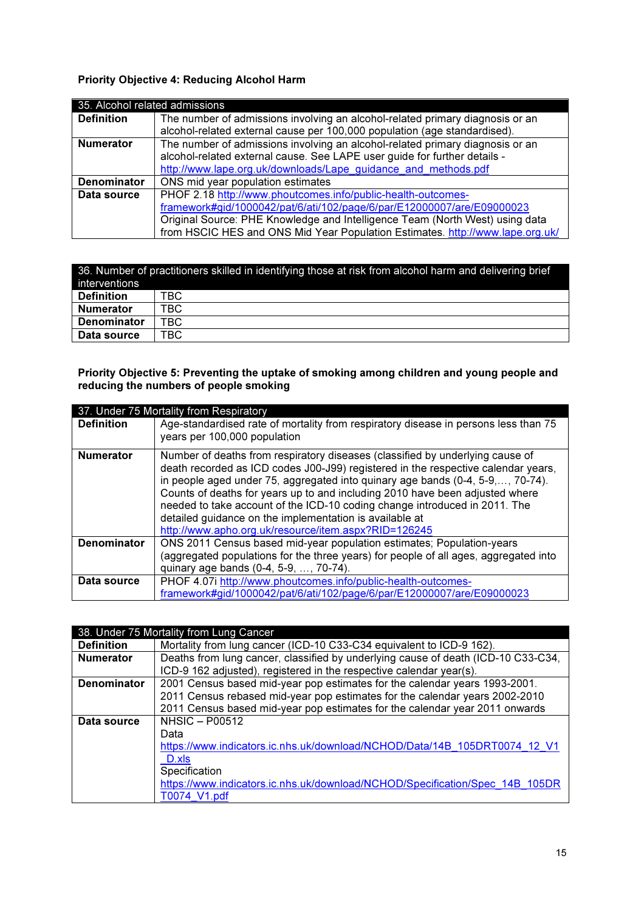**Priority Objective 4: Reducing Alcohol Harm**

| 35. Alcohol related admissions | |
|---|---|
| **Definition** | The number of admissions involving an alcohol-related primary diagnosis or an alcohol-related external cause per 100,000 population (age standardised). |
| **Numerator** | The number of admissions involving an alcohol-related primary diagnosis or an alcohol-related external cause. See LAPE user guide for further details - http://www.lape.org.uk/downloads/Lape_guidance_and_methods.pdf |
| **Denominator** | ONS mid year population estimates |
| **Data source** | PHOF 2.18 http://www.phoutcomes.info/public-health-outcomes-framework#gid/1000042/pat/6/ati/102/page/6/par/E12000007/are/E09000023 Original Source: PHE Knowledge and Intelligence Team (North West) using data from HSCIC HES and ONS Mid Year Population Estimates. http://www.lape.org.uk/ |

| 36. Number of practitioners skilled in identifying those at risk from alcohol harm and delivering brief interventions | |
|---|---|
| **Definition** | TBC |
| **Numerator** | TBC |
| **Denominator** | TBC |
| **Data source** | TBC |

**Priority Objective 5: Preventing the uptake of smoking among children and young people and reducing the numbers of people smoking**

| 37. Under 75 Mortality from Respiratory | |
|---|---|
| **Definition** | Age-standardised rate of mortality from respiratory disease in persons less than 75 years per 100,000 population |
| **Numerator** | Number of deaths from respiratory diseases (classified by underlying cause of death recorded as ICD codes J00-J99) registered in the respective calendar years, in people aged under 75, aggregated into quinary age bands (0-4, 5-9,…, 70-74). Counts of deaths for years up to and including 2010 have been adjusted where needed to take account of the ICD-10 coding change introduced in 2011. The detailed guidance on the implementation is available at http://www.apho.org.uk/resource/item.aspx?RID=126245 |
| **Denominator** | ONS 2011 Census based mid-year population estimates; Population-years (aggregated populations for the three years) for people of all ages, aggregated into quinary age bands (0-4, 5-9, …, 70-74). |
| **Data source** | PHOF 4.07i http://www.phoutcomes.info/public-health-outcomes-framework#gid/1000042/pat/6/ati/102/page/6/par/E12000007/are/E09000023 |

| 38. Under 75 Mortality from Lung Cancer | |
|---|---|
| **Definition** | Mortality from lung cancer (ICD-10 C33-C34 equivalent to ICD-9 162). |
| **Numerator** | Deaths from lung cancer, classified by underlying cause of death (ICD-10 C33-C34, ICD-9 162 adjusted), registered in the respective calendar year(s). |
| **Denominator** | 2001 Census based mid-year pop estimates for the calendar years 1993-2001. 2011 Census rebased mid-year pop estimates for the calendar years 2002-2010 2011 Census based mid-year pop estimates for the calendar year 2011 onwards |
| **Data source** | NHSIC – P00512 Data https://www.indicators.ic.nhs.uk/download/NCHOD/Data/14B_105DRT0074_12_V1_D.xls Specification https://www.indicators.ic.nhs.uk/download/NCHOD/Specification/Spec_14B_105DRT0074_V1.pdf |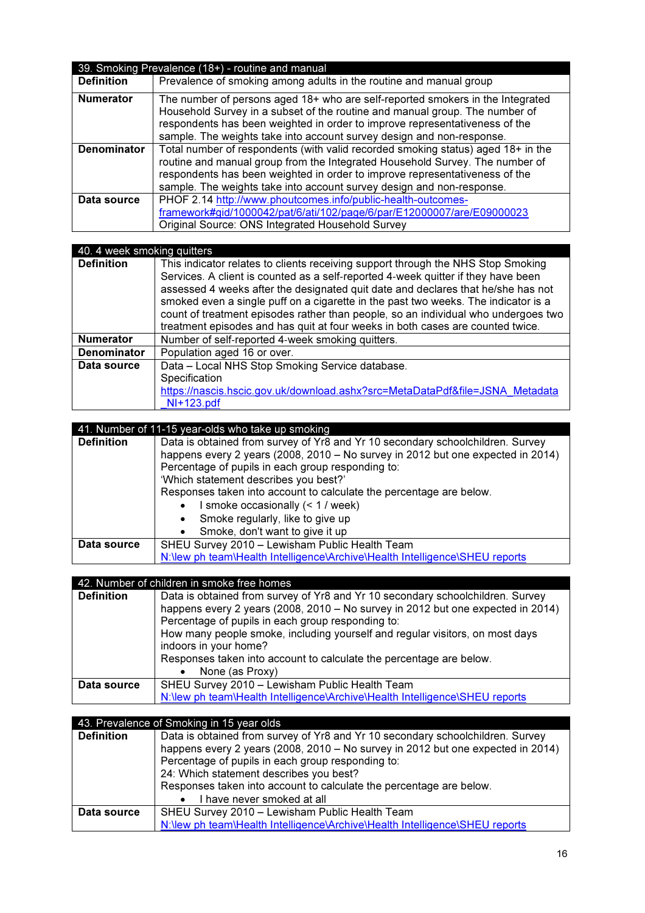| 39. Smoking Prevalence (18+) - routine and manual | |
|---|---|
| **Definition** | Prevalence of smoking among adults in the routine and manual group |
| **Numerator** | The number of persons aged 18+ who are self-reported smokers in the Integrated Household Survey in a subset of the routine and manual group. The number of respondents has been weighted in order to improve representativeness of the sample. The weights take into account survey design and non-response. |
| **Denominator** | Total number of respondents (with valid recorded smoking status) aged 18+ in the routine and manual group from the Integrated Household Survey. The number of respondents has been weighted in order to improve representativeness of the sample. The weights take into account survey design and non-response. |
| **Data source** | PHOF 2.14 http://www.phoutcomes.info/public-health-outcomes-framework#gid/1000042/pat/6/ati/102/page/6/par/E12000007/are/E09000023 Original Source: ONS Integrated Household Survey |

| 40. 4 week smoking quitters | |
|---|---|
| **Definition** | This indicator relates to clients receiving support through the NHS Stop Smoking Services. A client is counted as a self-reported 4-week quitter if they have been assessed 4 weeks after the designated quit date and declares that he/she has not smoked even a single puff on a cigarette in the past two weeks. The indicator is a count of treatment episodes rather than people, so an individual who undergoes two treatment episodes and has quit at four weeks in both cases are counted twice. |
| **Numerator** | Number of self-reported 4-week smoking quitters. |
| **Denominator** | Population aged 16 or over. |
| **Data source** | Data – Local NHS Stop Smoking Service database. Specification https://nascis.hscic.gov.uk/download.ashx?src=MetaDataPdf&file=JSNA_Metadata_NI+123.pdf |

| 41. Number of 11-15 year-olds who take up smoking | |
|---|---|
| **Definition** | Data is obtained from survey of Yr8 and Yr 10 secondary schoolchildren. Survey happens every 2 years (2008, 2010 – No survey in 2012 but one expected in 2014) Percentage of pupils in each group responding to: 'Which statement describes you best?' Responses taken into account to calculate the percentage are below. <br>• I smoke occasionally (< 1 / week) <br>• Smoke regularly, like to give up <br>• Smoke, don't want to give it up |
| **Data source** | SHEU Survey 2010 – Lewisham Public Health Team N:\lew ph team\Health Intelligence\Archive\Health Intelligence\SHEU reports |

| 42. Number of children in smoke free homes | |
|---|---|
| **Definition** | Data is obtained from survey of Yr8 and Yr 10 secondary schoolchildren. Survey happens every 2 years (2008, 2010 – No survey in 2012 but one expected in 2014) Percentage of pupils in each group responding to: How many people smoke, including yourself and regular visitors, on most days indoors in your home? Responses taken into account to calculate the percentage are below. <br>• None (as Proxy) |
| **Data source** | SHEU Survey 2010 – Lewisham Public Health Team N:\lew ph team\Health Intelligence\Archive\Health Intelligence\SHEU reports |

| 43. Prevalence of Smoking in 15 year olds | |
|---|---|
| **Definition** | Data is obtained from survey of Yr8 and Yr 10 secondary schoolchildren. Survey happens every 2 years (2008, 2010 – No survey in 2012 but one expected in 2014) Percentage of pupils in each group responding to: 24: Which statement describes you best? Responses taken into account to calculate the percentage are below. <br>• I have never smoked at all |
| **Data source** | SHEU Survey 2010 – Lewisham Public Health Team N:\lew ph team\Health Intelligence\Archive\Health Intelligence\SHEU reports |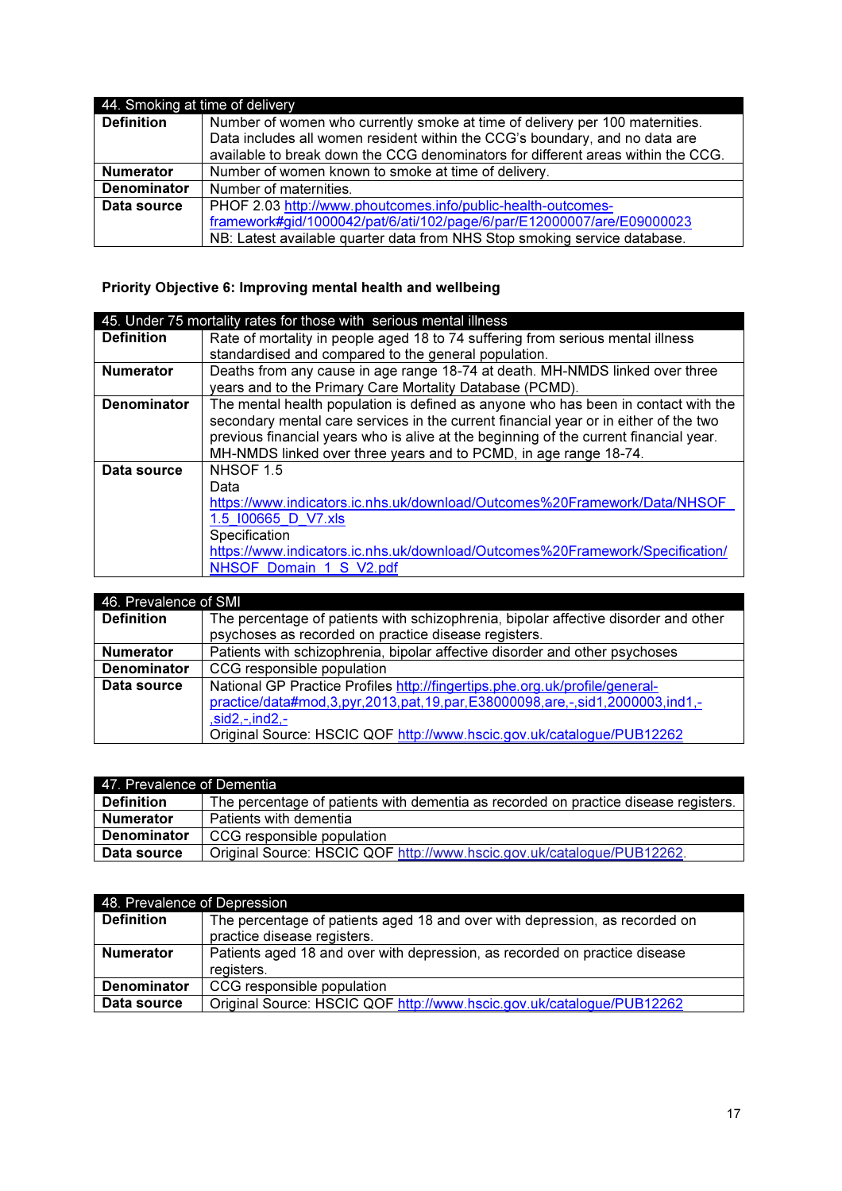| 44. Smoking at time of delivery | |
|---|---|
| **Definition** | Number of women who currently smoke at time of delivery per 100 maternities. Data includes all women resident within the CCG's boundary, and no data are available to break down the CCG denominators for different areas within the CCG. |
| **Numerator** | Number of women known to smoke at time of delivery. |
| **Denominator** | Number of maternities. |
| **Data source** | PHOF 2.03 http://www.phoutcomes.info/public-health-outcomes-framework#gid/1000042/pat/6/ati/102/page/6/par/E12000007/are/E09000023 NB: Latest available quarter data from NHS Stop smoking service database. |

**Priority Objective 6: Improving mental health and wellbeing**

| 45. Under 75 mortality rates for those with serious mental illness | |
|---|---|
| **Definition** | Rate of mortality in people aged 18 to 74 suffering from serious mental illness standardised and compared to the general population. |
| **Numerator** | Deaths from any cause in age range 18-74 at death. MH-NMDS linked over three years and to the Primary Care Mortality Database (PCMD). |
| **Denominator** | The mental health population is defined as anyone who has been in contact with the secondary mental care services in the current financial year or in either of the two previous financial years who is alive at the beginning of the current financial year. MH-NMDS linked over three years and to PCMD, in age range 18-74. |
| **Data source** | NHSOF 1.5 Data https://www.indicators.ic.nhs.uk/download/Outcomes%20Framework/Data/NHSOF_1.5_I00665_D_V7.xls Specification https://www.indicators.ic.nhs.uk/download/Outcomes%20Framework/Specification/NHSOF_Domain_1_S_V2.pdf |

| 46. Prevalence of SMI | |
|---|---|
| **Definition** | The percentage of patients with schizophrenia, bipolar affective disorder and other psychoses as recorded on practice disease registers. |
| **Numerator** | Patients with schizophrenia, bipolar affective disorder and other psychoses |
| **Denominator** | CCG responsible population |
| **Data source** | National GP Practice Profiles http://fingertips.phe.org.uk/profile/general-practice/data#mod,3,pyr,2013,pat,19,par,E38000098,are,-,sid1,2000003,ind1,-,sid2,-,ind2,- Original Source: HSCIC QOF http://www.hscic.gov.uk/catalogue/PUB12262 |

| 47. Prevalence of Dementia | |
|---|---|
| **Definition** | The percentage of patients with dementia as recorded on practice disease registers. |
| **Numerator** | Patients with dementia |
| **Denominator** | CCG responsible population |
| **Data source** | Original Source: HSCIC QOF http://www.hscic.gov.uk/catalogue/PUB12262. |

| 48. Prevalence of Depression | |
|---|---|
| **Definition** | The percentage of patients aged 18 and over with depression, as recorded on practice disease registers. |
| **Numerator** | Patients aged 18 and over with depression, as recorded on practice disease registers. |
| **Denominator** | CCG responsible population |
| **Data source** | Original Source: HSCIC QOF http://www.hscic.gov.uk/catalogue/PUB12262 |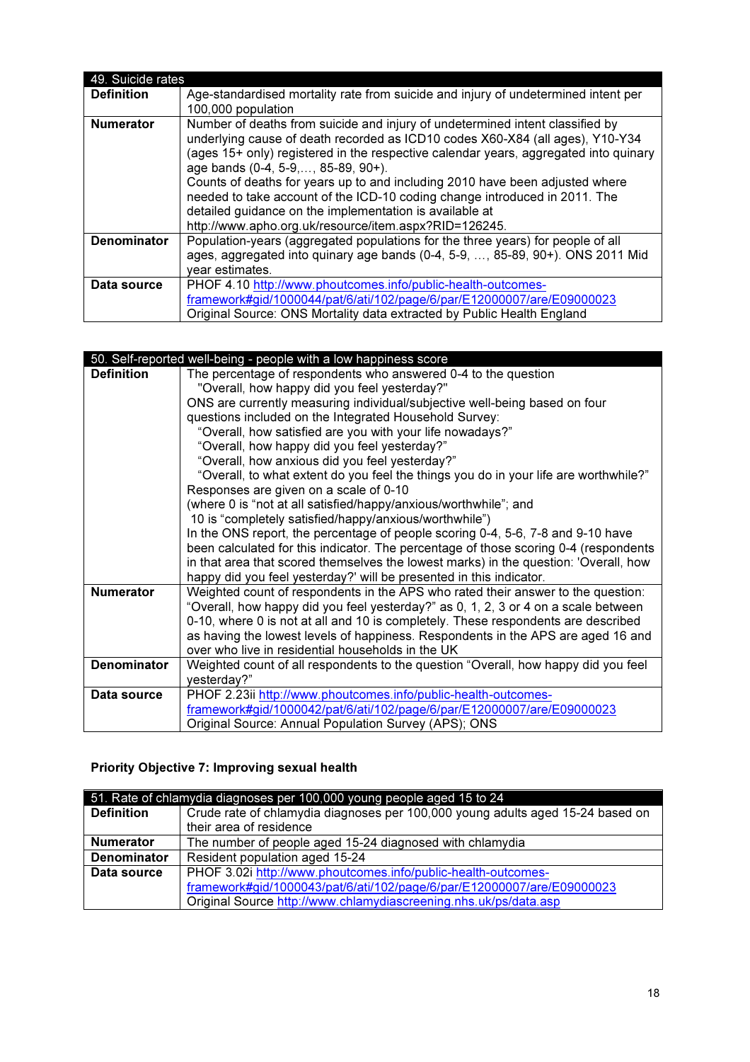| 49. Suicide rates | |
|---|---|
| **Definition** | Age-standardised mortality rate from suicide and injury of undetermined intent per 100,000 population |
| **Numerator** | Number of deaths from suicide and injury of undetermined intent classified by underlying cause of death recorded as ICD10 codes X60-X84 (all ages), Y10-Y34 (ages 15+ only) registered in the respective calendar years, aggregated into quinary age bands (0-4, 5-9,…, 85-89, 90+).<br>Counts of deaths for years up to and including 2010 have been adjusted where needed to take account of the ICD-10 coding change introduced in 2011. The detailed guidance on the implementation is available at http://www.apho.org.uk/resource/item.aspx?RID=126245. |
| **Denominator** | Population-years (aggregated populations for the three years) for people of all ages, aggregated into quinary age bands (0-4, 5-9, …, 85-89, 90+). ONS 2011 Mid year estimates. |
| **Data source** | PHOF 4.10 http://www.phoutcomes.info/public-health-outcomes-framework#gid/1000044/pat/6/ati/102/page/6/par/E12000007/are/E09000023<br>Original Source: ONS Mortality data extracted by Public Health England |

| 50. Self-reported well-being - people with a low happiness score | |
|---|---|
| **Definition** | The percentage of respondents who answered 0-4 to the question<br>"Overall, how happy did you feel yesterday?"<br>ONS are currently measuring individual/subjective well-being based on four questions included on the Integrated Household Survey:<br>"Overall, how satisfied are you with your life nowadays?"<br>"Overall, how happy did you feel yesterday?"<br>"Overall, how anxious did you feel yesterday?"<br>"Overall, to what extent do you feel the things you do in your life are worthwhile?"<br>Responses are given on a scale of 0-10<br>(where 0 is "not at all satisfied/happy/anxious/worthwhile"; and<br>10 is "completely satisfied/happy/anxious/worthwhile")<br>In the ONS report, the percentage of people scoring 0-4, 5-6, 7-8 and 9-10 have been calculated for this indicator. The percentage of those scoring 0-4 (respondents in that area that scored themselves the lowest marks) in the question: 'Overall, how happy did you feel yesterday?' will be presented in this indicator. |
| **Numerator** | Weighted count of respondents in the APS who rated their answer to the question: "Overall, how happy did you feel yesterday?" as 0, 1, 2, 3 or 4 on a scale between 0-10, where 0 is not at all and 10 is completely. These respondents are described as having the lowest levels of happiness. Respondents in the APS are aged 16 and over who live in residential households in the UK |
| **Denominator** | Weighted count of all respondents to the question "Overall, how happy did you feel yesterday?" |
| **Data source** | PHOF 2.23ii http://www.phoutcomes.info/public-health-outcomes-framework#gid/1000042/pat/6/ati/102/page/6/par/E12000007/are/E09000023<br>Original Source: Annual Population Survey (APS); ONS |

**Priority Objective 7: Improving sexual health**

| 51. Rate of chlamydia diagnoses per 100,000 young people aged 15 to 24 | |
|---|---|
| **Definition** | Crude rate of chlamydia diagnoses per 100,000 young adults aged 15-24 based on their area of residence |
| **Numerator** | The number of people aged 15-24 diagnosed with chlamydia |
| **Denominator** | Resident population aged 15-24 |
| **Data source** | PHOF 3.02i http://www.phoutcomes.info/public-health-outcomes-framework#gid/1000043/pat/6/ati/102/page/6/par/E12000007/are/E09000023<br>Original Source http://www.chlamydiascreening.nhs.uk/ps/data.asp |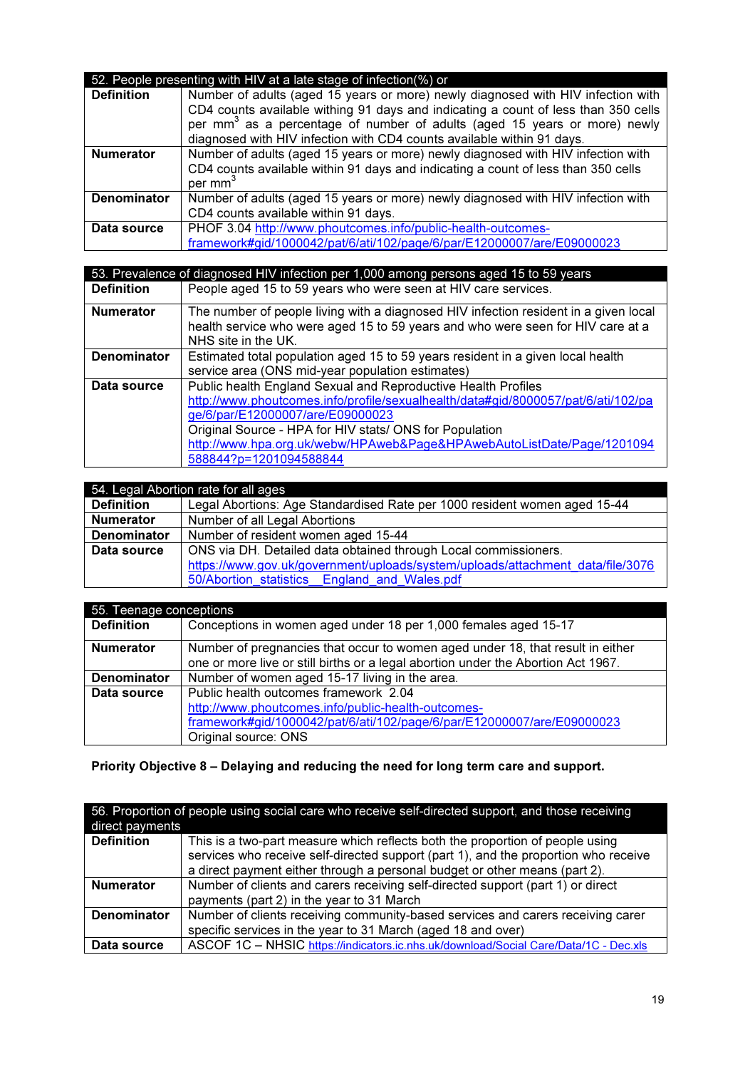| 52. People presenting with HIV at a late stage of infection(%) or | |
|---|---|
| **Definition** | Number of adults (aged 15 years or more) newly diagnosed with HIV infection with CD4 counts available withing 91 days and indicating a count of less than 350 cells per $mm^3$ as a percentage of number of adults (aged 15 years or more) newly diagnosed with HIV infection with CD4 counts available within 91 days. |
| **Numerator** | Number of adults (aged 15 years or more) newly diagnosed with HIV infection with CD4 counts available within 91 days and indicating a count of less than 350 cells per $mm^3$ |
| **Denominator** | Number of adults (aged 15 years or more) newly diagnosed with HIV infection with CD4 counts available within 91 days. |
| **Data source** | PHOF 3.04 http://www.phoutcomes.info/public-health-outcomes-framework#gid/1000042/pat/6/ati/102/page/6/par/E12000007/are/E09000023 |

| 53. Prevalence of diagnosed HIV infection per 1,000 among persons aged 15 to 59 years | |
|---|---|
| **Definition** | People aged 15 to 59 years who were seen at HIV care services. |
| **Numerator** | The number of people living with a diagnosed HIV infection resident in a given local health service who were aged 15 to 59 years and who were seen for HIV care at a NHS site in the UK. |
| **Denominator** | Estimated total population aged 15 to 59 years resident in a given local health service area (ONS mid-year population estimates) |
| **Data source** | Public health England Sexual and Reproductive Health Profiles http://www.phoutcomes.info/profile/sexualhealth/data#gid/8000057/pat/6/ati/102/page/6/par/E12000007/are/E09000023 Original Source - HPA for HIV stats/ ONS for Population http://www.hpa.org.uk/webw/HPAweb&Page&HPAwebAutoListDate/Page/1201094588844?p=1201094588844 |

| 54. Legal Abortion rate for all ages | |
|---|---|
| **Definition** | Legal Abortions: Age Standardised Rate per 1000 resident women aged 15-44 |
| **Numerator** | Number of all Legal Abortions |
| **Denominator** | Number of resident women aged 15-44 |
| **Data source** | ONS via DH. Detailed data obtained through Local commissioners. https://www.gov.uk/government/uploads/system/uploads/attachment_data/file/307650/Abortion_statistics__England_and_Wales.pdf |

| 55. Teenage conceptions | |
|---|---|
| **Definition** | Conceptions in women aged under 18 per 1,000 females aged 15-17 |
| **Numerator** | Number of pregnancies that occur to women aged under 18, that result in either one or more live or still births or a legal abortion under the Abortion Act 1967. |
| **Denominator** | Number of women aged 15-17 living in the area. |
| **Data source** | Public health outcomes framework 2.04 http://www.phoutcomes.info/public-health-outcomes-framework#gid/1000042/pat/6/ati/102/page/6/par/E12000007/are/E09000023 Original source: ONS |

**Priority Objective 8 – Delaying and reducing the need for long term care and support.**

| 56. Proportion of people using social care who receive self-directed support, and those receiving direct payments | |
|---|---|
| **Definition** | This is a two-part measure which reflects both the proportion of people using services who receive self-directed support (part 1), and the proportion who receive a direct payment either through a personal budget or other means (part 2). |
| **Numerator** | Number of clients and carers receiving self-directed support (part 1) or direct payments (part 2) in the year to 31 March |
| **Denominator** | Number of clients receiving community-based services and carers receiving carer specific services in the year to 31 March (aged 18 and over) |
| **Data source** | ASCOF 1C – NHSIC https://indicators.ic.nhs.uk/download/Social Care/Data/1C - Dec.xls |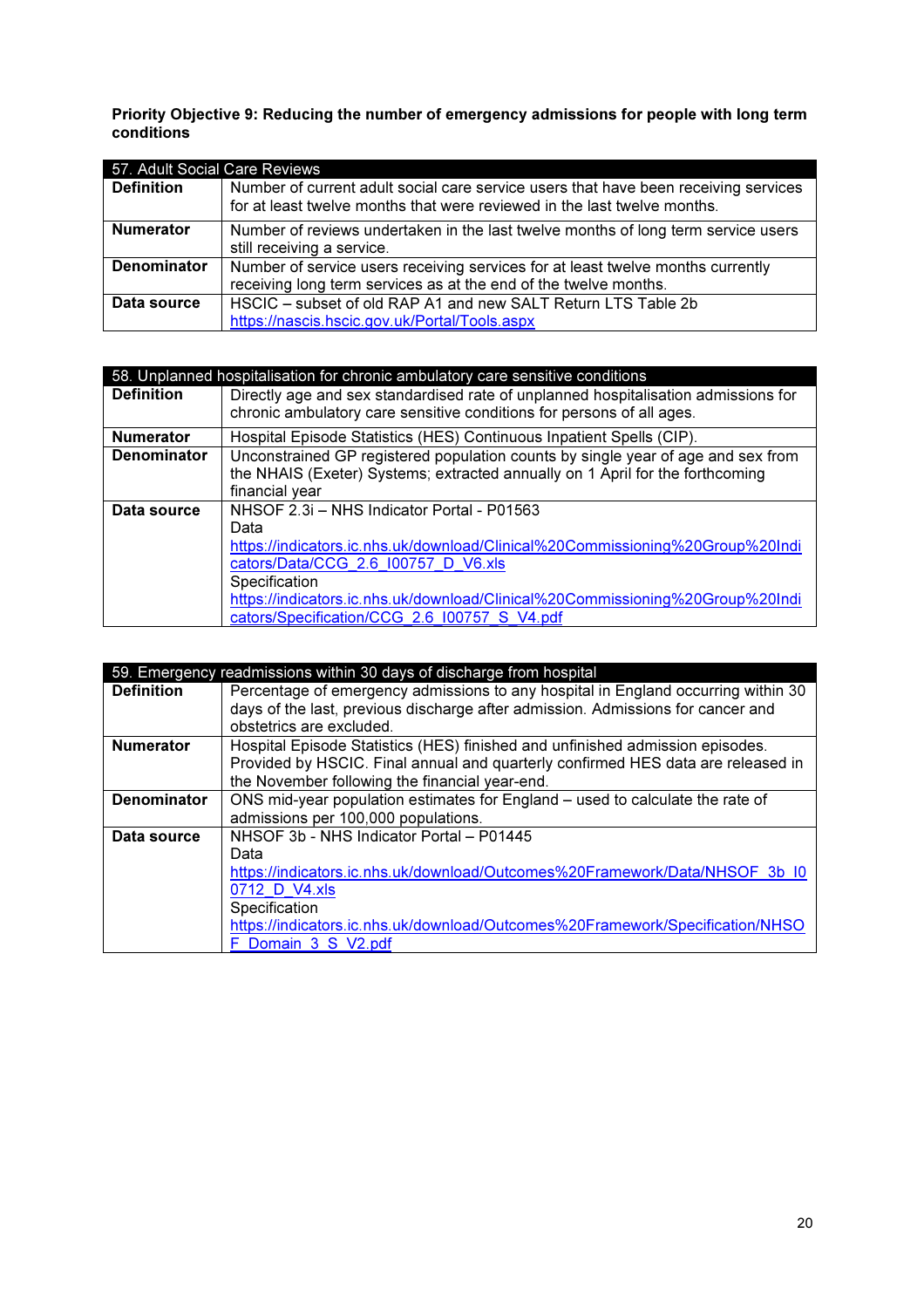**Priority Objective 9: Reducing the number of emergency admissions for people with long term conditions**

| 57. Adult Social Care Reviews | |
|---|---|
| **Definition** | Number of current adult social care service users that have been receiving services for at least twelve months that were reviewed in the last twelve months. |
| **Numerator** | Number of reviews undertaken in the last twelve months of long term service users still receiving a service. |
| **Denominator** | Number of service users receiving services for at least twelve months currently receiving long term services as at the end of the twelve months. |
| **Data source** | HSCIC – subset of old RAP A1 and new SALT Return LTS Table 2b https://nascis.hscic.gov.uk/Portal/Tools.aspx |

| 58. Unplanned hospitalisation for chronic ambulatory care sensitive conditions | |
|---|---|
| **Definition** | Directly age and sex standardised rate of unplanned hospitalisation admissions for chronic ambulatory care sensitive conditions for persons of all ages. |
| **Numerator** | Hospital Episode Statistics (HES) Continuous Inpatient Spells (CIP). |
| **Denominator** | Unconstrained GP registered population counts by single year of age and sex from the NHAIS (Exeter) Systems; extracted annually on 1 April for the forthcoming financial year |
| **Data source** | NHSOF 2.3i – NHS Indicator Portal - P01563<br>Data<br>https://indicators.ic.nhs.uk/download/Clinical%20Commissioning%20Group%20Indicators/Data/CCG_2.6_I00757_D_V6.xls<br>Specification<br>https://indicators.ic.nhs.uk/download/Clinical%20Commissioning%20Group%20Indicators/Specification/CCG_2.6_I00757_S_V4.pdf |

| 59. Emergency readmissions within 30 days of discharge from hospital | |
|---|---|
| **Definition** | Percentage of emergency admissions to any hospital in England occurring within 30 days of the last, previous discharge after admission. Admissions for cancer and obstetrics are excluded. |
| **Numerator** | Hospital Episode Statistics (HES) finished and unfinished admission episodes. Provided by HSCIC. Final annual and quarterly confirmed HES data are released in the November following the financial year-end. |
| **Denominator** | ONS mid-year population estimates for England – used to calculate the rate of admissions per 100,000 populations. |
| **Data source** | NHSOF 3b - NHS Indicator Portal – P01445<br>Data<br>https://indicators.ic.nhs.uk/download/Outcomes%20Framework/Data/NHSOF_3b_I00712_D_V4.xls<br>Specification<br>https://indicators.ic.nhs.uk/download/Outcomes%20Framework/Specification/NHSOF_Domain_3_S_V2.pdf |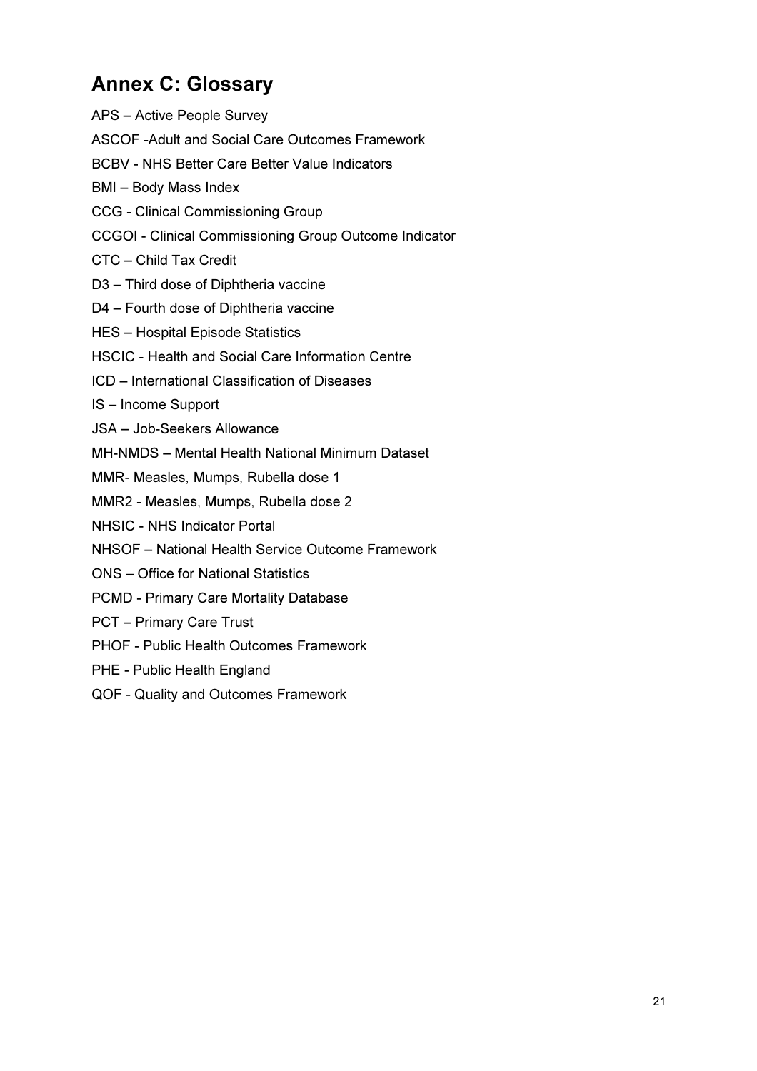## Annex C: Glossary

APS – Active People Survey

ASCOF -Adult and Social Care Outcomes Framework

BCBV - NHS Better Care Better Value Indicators

BMI – Body Mass Index

CCG - Clinical Commissioning Group

CCGOI - Clinical Commissioning Group Outcome Indicator

CTC – Child Tax Credit

D3 – Third dose of Diphtheria vaccine

D4 – Fourth dose of Diphtheria vaccine

HES – Hospital Episode Statistics

HSCIC - Health and Social Care Information Centre

ICD – International Classification of Diseases

IS – Income Support

JSA – Job-Seekers Allowance

MH-NMDS – Mental Health National Minimum Dataset

MMR- Measles, Mumps, Rubella dose 1

MMR2 - Measles, Mumps, Rubella dose 2

NHSIC - NHS Indicator Portal

NHSOF – National Health Service Outcome Framework

ONS – Office for National Statistics

PCMD - Primary Care Mortality Database

PCT – Primary Care Trust

PHOF - Public Health Outcomes Framework

PHE - Public Health England

QOF - Quality and Outcomes Framework